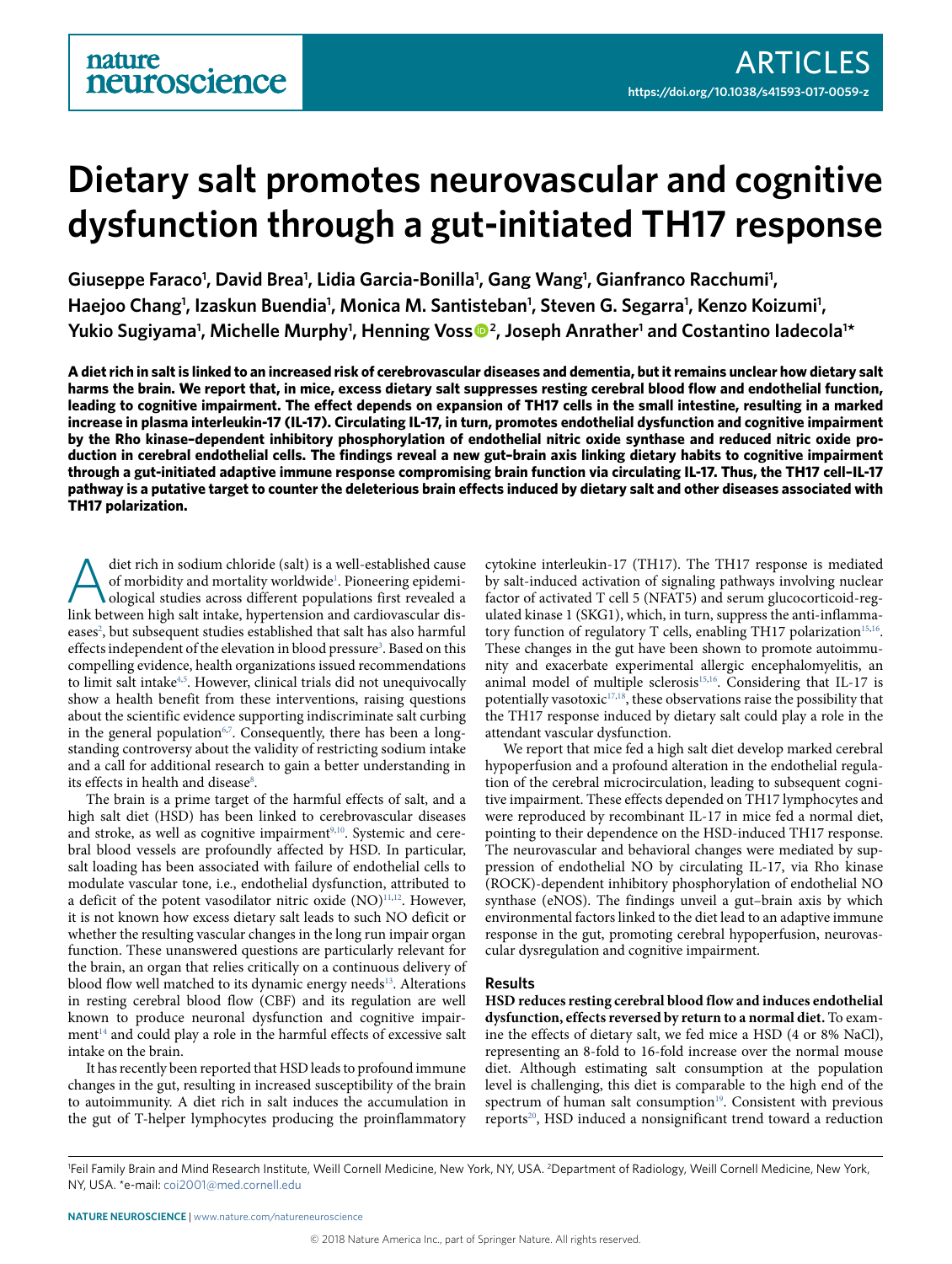# Dietary salt promotes neurovascular and cognitive dysfunction through a gut-initiated TH17 response

**Giuseppe Faraco[1], David Brea[1], Lidia Garcia-Bonilla[1], Gang Wang[1], Gianfranco Racchumi[1], Haejoo Chang[1], Izaskun Buendia[1], Monica M. Santisteban[1], Steven G. Segarra[1], Kenzo Koizumi[1], Yukio Sugiyama[1], Michelle Murphy[1], Henning Voss[2], Joseph Anrather[1] and Costantino Iadecola[1]***

**A diet rich in salt is linked to an increased risk of cerebrovascular diseases and dementia, but it remains unclear how dietary salt harms the brain. We report that, in mice, excess dietary salt suppresses resting cerebral blood flow and endothelial function, leading to cognitive impairment. The effect depends on expansion of TH17 cells in the small intestine, resulting in a marked increase in plasma interleukin-17 (IL-17). Circulating IL-17, in turn, promotes endothelial dysfunction and cognitive impairment by the Rho kinase–dependent inhibitory phosphorylation of endothelial nitric oxide synthase and reduced nitric oxide production in cerebral endothelial cells. The findings reveal a new gut–brain axis linking dietary habits to cognitive impairment through a gut-initiated adaptive immune response compromising brain function via circulating IL-17. Thus, the TH17 cell–IL-17 pathway is a putative target to counter the deleterious brain effects induced by dietary salt and other diseases associated with TH17 polarization.**

A diet rich in sodium chloride (salt) is a well-established cause of morbidity and mortality worldwide[1]. Pioneering epidemiological studies across different populations first revealed a link between high salt intake, hypertension and cardiovascular diseases[2], but subsequent studies established that salt has also harmful effects independent of the elevation in blood pressure[3]. Based on this compelling evidence, health organizations issued recommendations to limit salt intake[4,5]. However, clinical trials did not unequivocally show a health benefit from these interventions, raising questions about the scientific evidence supporting indiscriminate salt curbing in the general population[6,7]. Consequently, there has been a long-standing controversy about the validity of restricting sodium intake and a call for additional research to gain a better understanding in its effects in health and disease[8].

The brain is a prime target of the harmful effects of salt, and a high salt diet (HSD) has been linked to cerebrovascular diseases and stroke, as well as cognitive impairment[9,10]. Systemic and cerebral blood vessels are profoundly affected by HSD. In particular, salt loading has been associated with failure of endothelial cells to modulate vascular tone, i.e., endothelial dysfunction, attributed to a deficit of the potent vasodilator nitric oxide (NO)[11,12]. However, it is not known how excess dietary salt leads to such NO deficit or whether the resulting vascular changes in the long run impair organ function. These unanswered questions are particularly relevant for the brain, an organ that relies critically on a continuous delivery of blood flow well matched to its dynamic energy needs[13]. Alterations in resting cerebral blood flow (CBF) and its regulation are well known to produce neuronal dysfunction and cognitive impairment[14] and could play a role in the harmful effects of excessive salt intake on the brain.

It has recently been reported that HSD leads to profound immune changes in the gut, resulting in increased susceptibility of the brain to autoimmunity. A diet rich in salt induces the accumulation in the gut of T-helper lymphocytes producing the proinflammatory cytokine interleukin-17 (TH17). The TH17 response is mediated by salt-induced activation of signaling pathways involving nuclear factor of activated T cell 5 (NFAT5) and serum glucocorticoid-regulated kinase 1 (SKG1), which, in turn, suppress the anti-inflammatory function of regulatory T cells, enabling TH17 polarization[15,16]. These changes in the gut have been shown to promote autoimmunity and exacerbate experimental allergic encephalomyelitis, an animal model of multiple sclerosis[15,16]. Considering that IL-17 is potentially vasotoxic[17,18], these observations raise the possibility that the TH17 response induced by dietary salt could play a role in the attendant vascular dysfunction.

We report that mice fed a high salt diet develop marked cerebral hypoperfusion and a profound alteration in the endothelial regulation of the cerebral microcirculation, leading to subsequent cognitive impairment. These effects depended on TH17 lymphocytes and were reproduced by recombinant IL-17 in mice fed a normal diet, pointing to their dependence on the HSD-induced TH17 response. The neurovascular and behavioral changes were mediated by suppression of endothelial NO by circulating IL-17, via Rho kinase (ROCK)-dependent inhibitory phosphorylation of endothelial NO synthase (eNOS). The findings unveil a gut–brain axis by which environmental factors linked to the diet lead to an adaptive immune response in the gut, promoting cerebral hypoperfusion, neurovascular dysregulation and cognitive impairment.

## Results

**HSD reduces resting cerebral blood flow and induces endothelial dysfunction, effects reversed by return to a normal diet.** To examine the effects of dietary salt, we fed mice a HSD (4 or 8% NaCl), representing an 8-fold to 16-fold increase over the normal mouse diet. Although estimating salt consumption at the population level is challenging, this diet is comparable to the high end of the spectrum of human salt consumption[19]. Consistent with previous reports[20], HSD induced a nonsignificant trend toward a reduction

[1]Feil Family Brain and Mind Research Institute, Weill Cornell Medicine, New York, NY, USA. [2]Department of Radiology, Weill Cornell Medicine, New York, NY, USA. *e-mail: coi2001@med.cornell.edu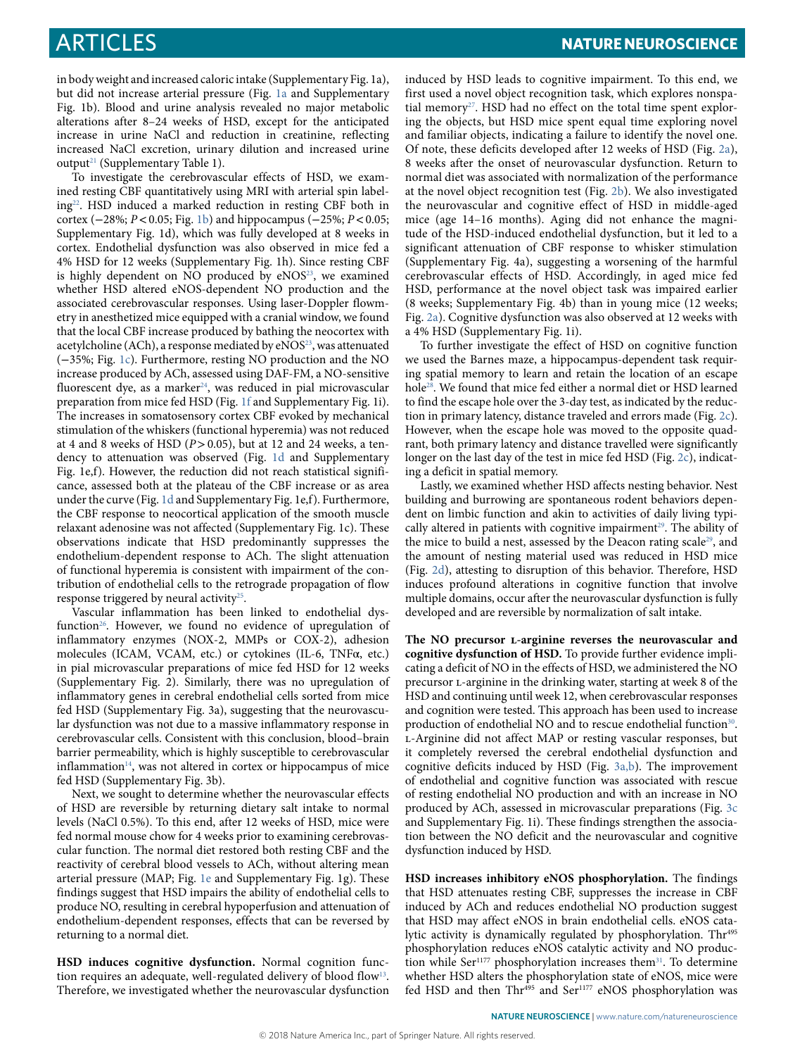in body weight and increased caloric intake (Supplementary Fig. 1a), but did not increase arterial pressure (Fig. 1a and Supplementary Fig. 1b). Blood and urine analysis revealed no major metabolic alterations after 8–24 weeks of HSD, except for the anticipated increase in urine NaCl and reduction in creatinine, reflecting increased NaCl excretion, urinary dilution and increased urine output[21] (Supplementary Table 1).

To investigate the cerebrovascular effects of HSD, we examined resting CBF quantitatively using MRI with arterial spin labeling[22]. HSD induced a marked reduction in resting CBF both in cortex (−28%; $P < 0.05$; Fig. 1b) and hippocampus (−25%; $P < 0.05$; Supplementary Fig. 1d), which was fully developed at 8 weeks in cortex. Endothelial dysfunction was also observed in mice fed a 4% HSD for 12 weeks (Supplementary Fig. 1h). Since resting CBF is highly dependent on NO produced by eNOS[23], we examined whether HSD altered eNOS-dependent NO production and the associated cerebrovascular responses. Using laser-Doppler flowmetry in anesthetized mice equipped with a cranial window, we found that the local CBF increase produced by bathing the neocortex with acetylcholine (ACh), a response mediated by eNOS[23], was attenuated (−35%; Fig. 1c). Furthermore, resting NO production and the NO increase produced by ACh, assessed using DAF-FM, a NO-sensitive fluorescent dye, as a marker[24], was reduced in pial microvascular preparation from mice fed HSD (Fig. 1f and Supplementary Fig. 1i). The increases in somatosensory cortex CBF evoked by mechanical stimulation of the whiskers (functional hyperemia) was not reduced at 4 and 8 weeks of HSD ($P > 0.05$), but at 12 and 24 weeks, a tendency to attenuation was observed (Fig. 1d and Supplementary Fig. 1e,f). However, the reduction did not reach statistical significance, assessed both at the plateau of the CBF increase or as area under the curve (Fig. 1d and Supplementary Fig. 1e,f). Furthermore, the CBF response to neocortical application of the smooth muscle relaxant adenosine was not affected (Supplementary Fig. 1c). These observations indicate that HSD predominantly suppresses the endothelium-dependent response to ACh. The slight attenuation of functional hyperemia is consistent with impairment of the contribution of endothelial cells to the retrograde propagation of flow response triggered by neural activity[25].

Vascular inflammation has been linked to endothelial dysfunction[26]. However, we found no evidence of upregulation of inflammatory enzymes (NOX-2, MMPs or COX-2), adhesion molecules (ICAM, VCAM, etc.) or cytokines (IL-6, TNFα, etc.) in pial microvascular preparations of mice fed HSD for 12 weeks (Supplementary Fig. 2). Similarly, there was no upregulation of inflammatory genes in cerebral endothelial cells sorted from mice fed HSD (Supplementary Fig. 3a), suggesting that the neurovascular dysfunction was not due to a massive inflammatory response in cerebrovascular cells. Consistent with this conclusion, blood–brain barrier permeability, which is highly susceptible to cerebrovascular inflammation[14], was not altered in cortex or hippocampus of mice fed HSD (Supplementary Fig. 3b).

Next, we sought to determine whether the neurovascular effects of HSD are reversible by returning dietary salt intake to normal levels (NaCl 0.5%). To this end, after 12 weeks of HSD, mice were fed normal mouse chow for 4 weeks prior to examining cerebrovascular function. The normal diet restored both resting CBF and the reactivity of cerebral blood vessels to ACh, without altering mean arterial pressure (MAP; Fig. 1e and Supplementary Fig. 1g). These findings suggest that HSD impairs the ability of endothelial cells to produce NO, resulting in cerebral hypoperfusion and attenuation of endothelium-dependent responses, effects that can be reversed by returning to a normal diet.

**HSD induces cognitive dysfunction.** Normal cognition function requires an adequate, well-regulated delivery of blood flow[13]. Therefore, we investigated whether the neurovascular dysfunction induced by HSD leads to cognitive impairment. To this end, we first used a novel object recognition task, which explores nonspatial memory[27]. HSD had no effect on the total time spent exploring the objects, but HSD mice spent equal time exploring novel and familiar objects, indicating a failure to identify the novel one. Of note, these deficits developed after 12 weeks of HSD (Fig. 2a), 8 weeks after the onset of neurovascular dysfunction. Return to normal diet was associated with normalization of the performance at the novel object recognition test (Fig. 2b). We also investigated the neurovascular and cognitive effect of HSD in middle-aged mice (age 14–16 months). Aging did not enhance the magnitude of the HSD-induced endothelial dysfunction, but it led to a significant attenuation of CBF response to whisker stimulation (Supplementary Fig. 4a), suggesting a worsening of the harmful cerebrovascular effects of HSD. Accordingly, in aged mice fed HSD, performance at the novel object task was impaired earlier (8 weeks; Supplementary Fig. 4b) than in young mice (12 weeks; Fig. 2a). Cognitive dysfunction was also observed at 12 weeks with a 4% HSD (Supplementary Fig. 1i).

To further investigate the effect of HSD on cognitive function we used the Barnes maze, a hippocampus-dependent task requiring spatial memory to learn and retain the location of an escape hole[28]. We found that mice fed either a normal diet or HSD learned to find the escape hole over the 3-day test, as indicated by the reduction in primary latency, distance traveled and errors made (Fig. 2c). However, when the escape hole was moved to the opposite quadrant, both primary latency and distance travelled were significantly longer on the last day of the test in mice fed HSD (Fig. 2c), indicating a deficit in spatial memory.

Lastly, we examined whether HSD affects nesting behavior. Nest building and burrowing are spontaneous rodent behaviors dependent on limbic function and akin to activities of daily living typically altered in patients with cognitive impairment[29]. The ability of the mice to build a nest, assessed by the Deacon rating scale[29], and the amount of nesting material used was reduced in HSD mice (Fig. 2d), attesting to disruption of this behavior. Therefore, HSD induces profound alterations in cognitive function that involve multiple domains, occur after the neurovascular dysfunction is fully developed and are reversible by normalization of salt intake.

**The NO precursor L-arginine reverses the neurovascular and cognitive dysfunction of HSD.** To provide further evidence implicating a deficit of NO in the effects of HSD, we administered the NO precursor L-arginine in the drinking water, starting at week 8 of the HSD and continuing until week 12, when cerebrovascular responses and cognition were tested. This approach has been used to increase production of endothelial NO and to rescue endothelial function[30]. L-Arginine did not affect MAP or resting vascular responses, but it completely reversed the cerebral endothelial dysfunction and cognitive deficits induced by HSD (Fig. 3a,b). The improvement of endothelial and cognitive function was associated with rescue of resting endothelial NO production and with an increase in NO produced by ACh, assessed in microvascular preparations (Fig. 3c and Supplementary Fig. 1i). These findings strengthen the association between the NO deficit and the neurovascular and cognitive dysfunction induced by HSD.

**HSD increases inhibitory eNOS phosphorylation.** The findings that HSD attenuates resting CBF, suppresses the increase in CBF induced by ACh and reduces endothelial NO production suggest that HSD may affect eNOS in brain endothelial cells. eNOS catalytic activity is dynamically regulated by phosphorylation. $Thr^{495}$ phosphorylation reduces eNOS catalytic activity and NO production while $Ser^{1177}$ phosphorylation increases them[31]. To determine whether HSD alters the phosphorylation state of eNOS, mice were fed HSD and then $Thr^{495}$ and $Ser^{1177}$ eNOS phosphorylation was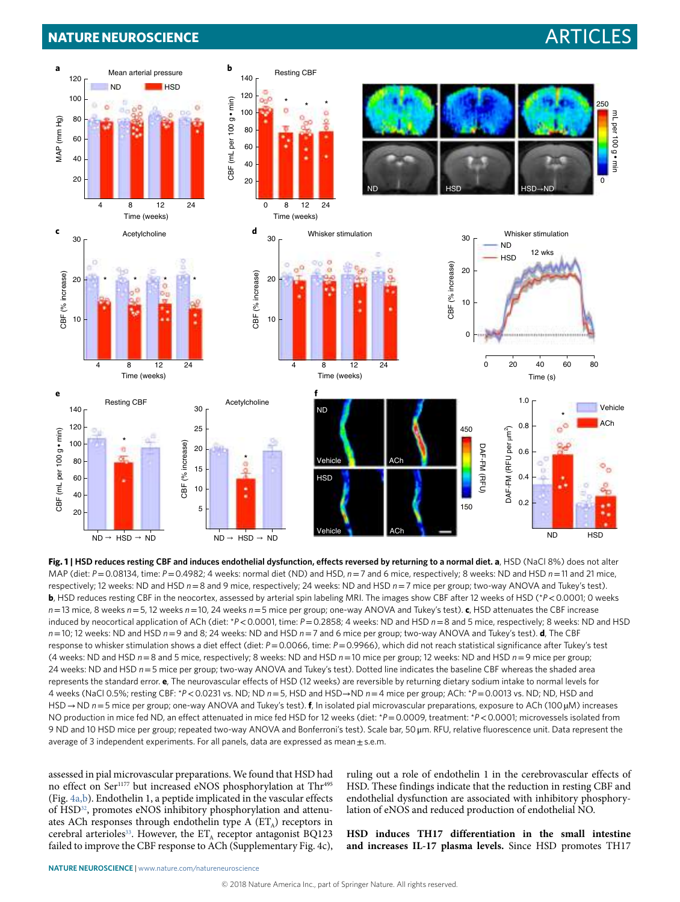**Fig. 1 | HSD reduces resting CBF and induces endothelial dysfunction, effects reversed by returning to a normal diet. a**, HSD (NaCl 8%) does not alter MAP (diet: $P=0.08134$, time: $P=0.4982$; 4 weeks: normal diet (ND) and HSD, $n=7$ and 6 mice, respectively; 8 weeks: ND and HSD $n=11$ and 21 mice, respectively; 12 weeks: ND and HSD $n=8$ and 9 mice, respectively; 24 weeks: ND and HSD $n=7$ mice per group; two-way ANOVA and Tukey's test). **b**, HSD reduces resting CBF in the neocortex, assessed by arterial spin labeling MRI. The images show CBF after 12 weeks of HSD (*$P<0.0001$; 0 weeks $n=13$ mice, 8 weeks $n=5$, 12 weeks $n=10$, 24 weeks $n=5$ mice per group; one-way ANOVA and Tukey's test). **c**, HSD attenuates the CBF increase induced by neocortical application of ACh (diet: *$P<0.0001$, time: $P=0.2858$; 4 weeks: ND and HSD $n=8$ and 5 mice, respectively; 8 weeks: ND and HSD $n=10$; 12 weeks: ND and HSD $n=9$ and 8; 24 weeks: ND and HSD $n=7$ and 6 mice per group; two-way ANOVA and Tukey's test). **d**, The CBF response to whisker stimulation shows a diet effect (diet: $P=0.0066$, time: $P=0.9966$), which did not reach statistical significance after Tukey's test (4 weeks: ND and HSD $n=8$ and 5 mice, respectively; 8 weeks: ND and HSD $n=10$ mice per group; 12 weeks: ND and HSD $n=9$ mice per group; 24 weeks: ND and HSD $n=5$ mice per group; two-way ANOVA and Tukey's test). Dotted line indicates the baseline CBF whereas the shaded area represents the standard error. **e**, The neurovascular effects of HSD (12 weeks) are reversible by returning dietary sodium intake to normal levels for 4 weeks (NaCl 0.5%; resting CBF: *$P<0.0231$ vs. ND; ND $n=5$, HSD and HSD→ND $n=4$ mice per group; ACh: *$P=0.0013$ vs. ND; ND, HSD and HSD→ND $n=5$ mice per group; one-way ANOVA and Tukey's test). **f**, In isolated pial microvascular preparations, exposure to ACh (100 μM) increases NO production in mice fed ND, an effect attenuated in mice fed HSD for 12 weeks (diet: *$P=0.0009$, treatment: *$P<0.0001$; microvessels isolated from 9 ND and 10 HSD mice per group; repeated two-way ANOVA and Bonferroni's test). Scale bar, 50 μm. RFU, relative fluorescence unit. Data represent the average of 3 independent experiments. For all panels, data are expressed as mean ± s.e.m.

assessed in pial microvascular preparations. We found that HSD had no effect on $Ser^{1177}$ but increased eNOS phosphorylation at $Thr^{495}$ (Fig. 4a,b). Endothelin 1, a peptide implicated in the vascular effects of HSD[32], promotes eNOS inhibitory phosphorylation and attenuates ACh responses through endothelin type A ($ET_A$) receptors in cerebral arterioles[33]. However, the $ET_A$ receptor antagonist BQ123 failed to improve the CBF response to ACh (Supplementary Fig. 4c), ruling out a role of endothelin 1 in the cerebrovascular effects of HSD. These findings indicate that the reduction in resting CBF and endothelial dysfunction are associated with inhibitory phosphorylation of eNOS and reduced production of endothelial NO.

**HSD induces TH17 differentiation in the small intestine and increases IL-17 plasma levels.** Since HSD promotes TH17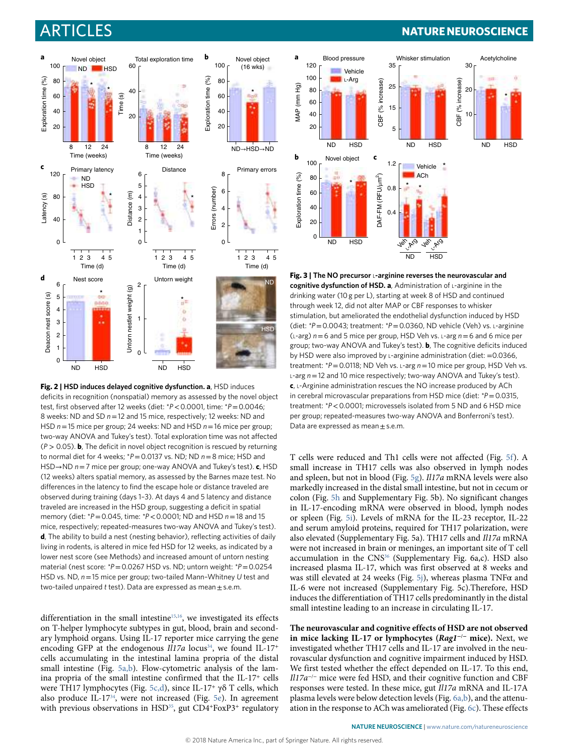**Fig. 2 | HSD induces delayed cognitive dysfunction. a**, HSD induces deficits in recognition (nonspatial) memory as assessed by the novel object test, first observed after 12 weeks (diet: *$P<0.0001$, time: *$P=0.0046$; 8 weeks: ND and SD $n=12$ and 15 mice, respectively; 12 weeks: ND and HSD $n=15$ mice per group; 24 weeks: ND and HSD $n=16$ mice per group; two-way ANOVA and Tukey's test). Total exploration time was not affected ($P>0.05$). **b**, The deficit in novel object recognition is rescued by returning to normal diet for 4 weeks; *$P=0.0137$ vs. ND; ND $n=8$ mice; HSD and HSD→ND $n=7$ mice per group; one-way ANOVA and Tukey's test). **c**, HSD (12 weeks) alters spatial memory, as assessed by the Barnes maze test. No differences in the latency to find the escape hole or distance traveled are observed during training (days 1–3). At days 4 and 5 latency and distance traveled are increased in the HSD group, suggesting a deficit in spatial memory (diet: *$P=0.045$, time: *$P<0.0001$; ND and HSD $n=18$ and 15 mice, respectively; repeated-measures two-way ANOVA and Tukey's test). **d**, The ability to build a nest (nesting behavior), reflecting activities of daily living in rodents, is altered in mice fed HSD for 12 weeks, as indicated by a lower nest score (see Methods) and increased amount of untorn nesting material (nest score: *$P=0.0267$ HSD vs. ND; untorn weight: *$P=0.0254$ HSD vs. ND, $n=15$ mice per group; two-tailed Mann–Whitney $U$ test and two-tailed unpaired $t$ test). Data are expressed as mean ± s.e.m.

**Fig. 3 | The NO precursor L-arginine reverses the neurovascular and cognitive dysfunction of HSD. a**, Administration of L-arginine in the drinking water (10 g per L), starting at week 8 of HSD and continued through week 12, did not alter MAP or CBF responses to whisker stimulation, but ameliorated the endothelial dysfunction induced by HSD (diet: *$P=0.0043$; treatment: *$P=0.0360$, ND vehicle (Veh) vs. L-arginine (L-arg) $n=6$ and 5 mice per group, HSD Veh vs. L-arg $n=6$ and 6 mice per group; two-way ANOVA and Tukey's test). **b**, The cognitive deficits induced by HSD were also improved by L-arginine administration (diet: $=0.0366$, treatment: *$P=0.0118$; ND Veh vs. L-arg $n=10$ mice per group, HSD Veh vs. L-arg $n=12$ and 10 mice respectively; two-way ANOVA and Tukey's test). **c**, L-Arginine administration rescues the NO increase produced by ACh in cerebral microvascular preparations from HSD mice (diet: *$P=0.0315$, treatment: *$P<0.0001$; microvessels isolated from 5 ND and 6 HSD mice per group; repeated-measures two-way ANOVA and Bonferroni's test). Data are expressed as mean ± s.e.m.

differentiation in the small intestine[15,16], we investigated its effects on T-helper lymphocyte subtypes in gut, blood, brain and secondary lymphoid organs. Using IL-17 reporter mice carrying the gene encoding GFP at the endogenous *Il17a* locus[34], we found IL-17+ cells accumulating in the intestinal lamina propria of the distal small intestine (Fig. 5a,b). Flow-cytometric analysis of the lamina propria of the small intestine confirmed that the IL-17+ cells were TH17 lymphocytes (Fig. 5c,d), since IL-17+ γδ T cells, which also produce IL-17[34], were not increased (Fig. 5e). In agreement with previous observations in HSD[35], gut CD4+FoxP3+ regulatory T cells were reduced and Th1 cells were not affected (Fig. 5f). A small increase in TH17 cells was also observed in lymph nodes and spleen, but not in blood (Fig. 5g). *Il17a* mRNA levels were also markedly increased in the distal small intestine, but not in cecum or colon (Fig. 5h and Supplementary Fig. 5b). No significant changes in IL-17-encoding mRNA were observed in blood, lymph nodes or spleen (Fig. 5i). Levels of mRNA for the IL-23 receptor, IL-22 and serum amyloid proteins, required for TH17 polarization, were also elevated (Supplementary Fig. 5a). TH17 cells and *Il17a* mRNA were not increased in brain or meninges, an important site of T cell accumulation in the CNS[36] (Supplementary Fig. 6a,c). HSD also increased plasma IL-17, which was first observed at 8 weeks and was still elevated at 24 weeks (Fig. 5j), whereas plasma TNFα and IL-6 were not increased (Supplementary Fig. 5c).Therefore, HSD induces the differentiation of TH17 cells predominantly in the distal small intestine leading to an increase in circulating IL-17.

**The neurovascular and cognitive effects of HSD are not observed in mice lacking IL-17 or lymphocytes (*Rag1*$^{-/-}$ mice).** Next, we investigated whether TH17 cells and IL-17 are involved in the neurovascular dysfunction and cognitive impairment induced by HSD. We first tested whether the effect depended on IL-17. To this end, *Il17a*$^{-/-}$ mice were fed HSD, and their cognitive function and CBF responses were tested. In these mice, gut *Il17a* mRNA and IL-17A plasma levels were below detection levels (Fig. 6a,b), and the attenuation in the response to ACh was ameliorated (Fig. 6c). These effects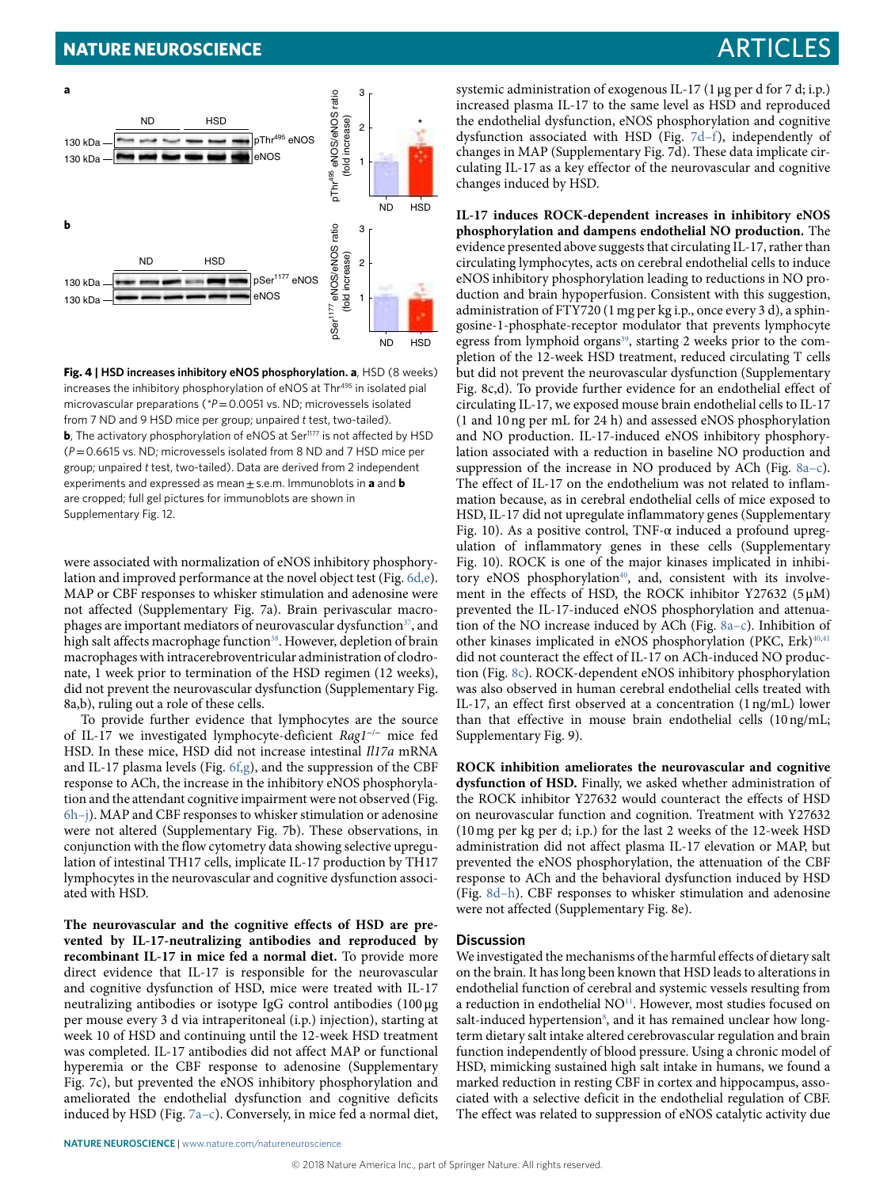Fig. 4 | HSD increases inhibitory eNOS phosphorylation. **a**, HSD (8 weeks) increases the inhibitory phosphorylation of eNOS at Thr[495] in isolated pial microvascular preparations (*P = 0.0051 vs. ND; microvessels isolated from 7 ND and 9 HSD mice per group; unpaired *t* test, two-tailed). **b**, The activatory phosphorylation of eNOS at Ser[1177] is not affected by HSD (P = 0.6615 vs. ND; microvessels isolated from 8 ND and 7 HSD mice per group; unpaired *t* test, two-tailed). Data are derived from 2 independent experiments and expressed as mean ± s.e.m. Immunoblots in **a** and **b** are cropped; full gel pictures for immunoblots are shown in Supplementary Fig. 12.

were associated with normalization of eNOS inhibitory phosphorylation and improved performance at the novel object test (Fig. 6d,e). MAP or CBF responses to whisker stimulation and adenosine were not affected (Supplementary Fig. 7a). Brain perivascular macrophages are important mediators of neurovascular dysfunction[37], and high salt affects macrophage function[38]. However, depletion of brain macrophages with intracerebroventricular administration of clodronate, 1 week prior to termination of the HSD regimen (12 weeks), did not prevent the neurovascular dysfunction (Supplementary Fig. 8a,b), ruling out a role of these cells.

To provide further evidence that lymphocytes are the source of IL-17 we investigated lymphocyte-deficient *Rag1*$^{-/-}$ mice fed HSD. In these mice, HSD did not increase intestinal *Il17a* mRNA and IL-17 plasma levels (Fig. 6f,g), and the suppression of the CBF response to ACh, the increase in the inhibitory eNOS phosphorylation and the attendant cognitive impairment were not observed (Fig. 6h–j). MAP and CBF responses to whisker stimulation or adenosine were not altered (Supplementary Fig. 7b). These observations, in conjunction with the flow cytometry data showing selective upregulation of intestinal TH17 cells, implicate IL-17 production by TH17 lymphocytes in the neurovascular and cognitive dysfunction associated with HSD.

**The neurovascular and the cognitive effects of HSD are prevented by IL-17-neutralizing antibodies and reproduced by recombinant IL-17 in mice fed a normal diet.** To provide more direct evidence that IL-17 is responsible for the neurovascular and cognitive dysfunction of HSD, mice were treated with IL-17 neutralizing antibodies or isotype IgG control antibodies (100 µg per mouse every 3 d via intraperitoneal (i.p.) injection), starting at week 10 of HSD and continuing until the 12-week HSD treatment was completed. IL-17 antibodies did not affect MAP or functional hyperemia or the CBF response to adenosine (Supplementary Fig. 7c), but prevented the eNOS inhibitory phosphorylation and ameliorated the endothelial dysfunction and cognitive deficits induced by HSD (Fig. 7a–c). Conversely, in mice fed a normal diet, systemic administration of exogenous IL-17 (1 µg per d for 7 d; i.p.) increased plasma IL-17 to the same level as HSD and reproduced the endothelial dysfunction, eNOS phosphorylation and cognitive dysfunction associated with HSD (Fig. 7d–f), independently of changes in MAP (Supplementary Fig. 7d). These data implicate circulating IL-17 as a key effector of the neurovascular and cognitive changes induced by HSD.

**IL-17 induces ROCK-dependent increases in inhibitory eNOS phosphorylation and dampens endothelial NO production.** The evidence presented above suggests that circulating IL-17, rather than circulating lymphocytes, acts on cerebral endothelial cells to induce eNOS inhibitory phosphorylation leading to reductions in NO production and brain hypoperfusion. Consistent with this suggestion, administration of FTY720 (1 mg per kg i.p., once every 3 d), a sphingosine-1-phosphate-receptor modulator that prevents lymphocyte egress from lymphoid organs[39], starting 2 weeks prior to the completion of the 12-week HSD treatment, reduced circulating T cells but did not prevent the neurovascular dysfunction (Supplementary Fig. 8c,d). To provide further evidence for an endothelial effect of circulating IL-17, we exposed mouse brain endothelial cells to IL-17 (1 and 10 ng per mL for 24 h) and assessed eNOS phosphorylation and NO production. IL-17-induced eNOS inhibitory phosphorylation associated with a reduction in baseline NO production and suppression of the increase in NO produced by ACh (Fig. 8a–c). The effect of IL-17 on the endothelium was not related to inflammation because, as in cerebral endothelial cells of mice exposed to HSD, IL-17 did not upregulate inflammatory genes (Supplementary Fig. 10). As a positive control, TNF-α induced a profound upregulation of inflammatory genes in these cells (Supplementary Fig. 10). ROCK is one of the major kinases implicated in inhibitory eNOS phosphorylation[40], and, consistent with its involvement in the effects of HSD, the ROCK inhibitor Y27632 (5 µM) prevented the IL-17-induced eNOS phosphorylation and attenuation of the NO increase induced by ACh (Fig. 8a–c). Inhibition of other kinases implicated in eNOS phosphorylation (PKC, Erk)[40,41] did not counteract the effect of IL-17 on ACh-induced NO production (Fig. 8c). ROCK-dependent eNOS inhibitory phosphorylation was also observed in human cerebral endothelial cells treated with IL-17, an effect first observed at a concentration (1 ng/mL) lower than that effective in mouse brain endothelial cells (10 ng/mL; Supplementary Fig. 9).

**ROCK inhibition ameliorates the neurovascular and cognitive dysfunction of HSD.** Finally, we asked whether administration of the ROCK inhibitor Y27632 would counteract the effects of HSD on neurovascular function and cognition. Treatment with Y27632 (10 mg per kg per d; i.p.) for the last 2 weeks of the 12-week HSD administration did not affect plasma IL-17 elevation or MAP, but prevented the eNOS phosphorylation, the attenuation of the CBF response to ACh and the behavioral dysfunction induced by HSD (Fig. 8d–h). CBF responses to whisker stimulation and adenosine were not affected (Supplementary Fig. 8e).

## Discussion

We investigated the mechanisms of the harmful effects of dietary salt on the brain. It has long been known that HSD leads to alterations in endothelial function of cerebral and systemic vessels resulting from a reduction in endothelial NO[11]. However, most studies focused on salt-induced hypertension[8], and it has remained unclear how long-term dietary salt intake altered cerebrovascular regulation and brain function independently of blood pressure. Using a chronic model of HSD, mimicking sustained high salt intake in humans, we found a marked reduction in resting CBF in cortex and hippocampus, associated with a selective deficit in the endothelial regulation of CBF. The effect was related to suppression of eNOS catalytic activity due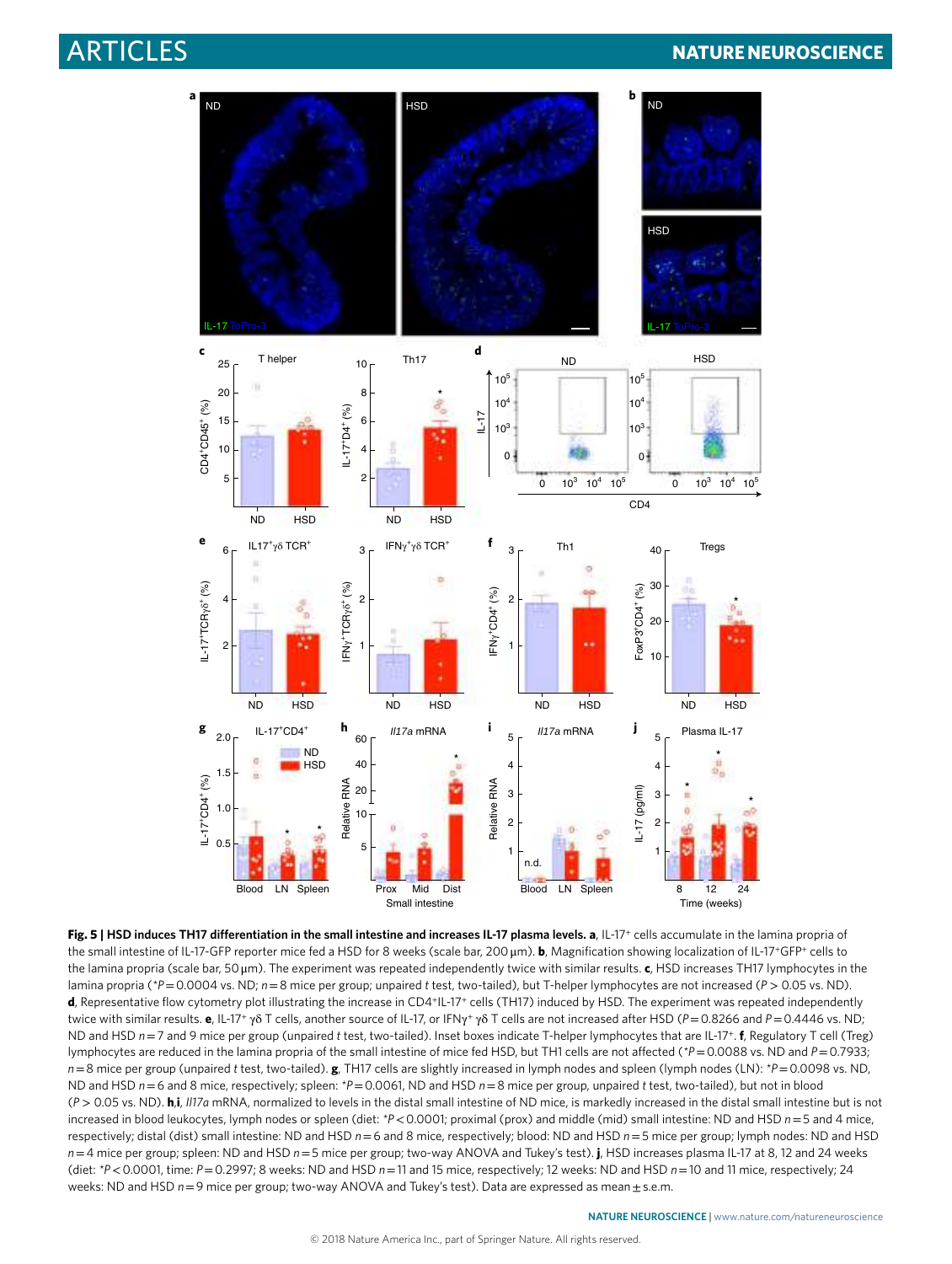**Fig. 5 | HSD induces TH17 differentiation in the small intestine and increases IL-17 plasma levels. a**, IL-17[+] cells accumulate in the lamina propria of the small intestine of IL-17-GFP reporter mice fed a HSD for 8 weeks (scale bar, 200 µm). **b**, Magnification showing localization of IL-17[+]GFP[+] cells to the lamina propria (scale bar, 50 µm). The experiment was repeated independently twice with similar results. **c**, HSD increases TH17 lymphocytes in the lamina propria (*$P = 0.0004$ vs. ND; $n = 8$ mice per group; unpaired $t$ test, two-tailed), but T-helper lymphocytes are not increased ($P > 0.05$ vs. ND). **d**, Representative flow cytometry plot illustrating the increase in CD4[+]IL-17[+] cells (TH17) induced by HSD. The experiment was repeated independently twice with similar results. **e**, IL-17[+] γδ T cells, another source of IL-17, or IFNγ[+] γδ T cells are not increased after HSD ($P = 0.8266$ and $P = 0.4446$ vs. ND; ND and HSD $n = 7$ and 9 mice per group (unpaired $t$ test, two-tailed). Inset boxes indicate T-helper lymphocytes that are IL-17[+]. **f**, Regulatory T cell (Treg) lymphocytes are reduced in the lamina propria of the small intestine of mice fed HSD, but TH1 cells are not affected (*$P = 0.0088$ vs. ND and $P = 0.7933$; $n = 8$ mice per group (unpaired $t$ test, two-tailed). **g**, TH17 cells are slightly increased in lymph nodes and spleen (lymph nodes (LN): *$P = 0.0098$ vs. ND, ND and HSD $n = 6$ and 8 mice, respectively; spleen: *$P = 0.0061$, ND and HSD $n = 8$ mice per group, unpaired $t$ test, two-tailed), but not in blood ($P > 0.05$ vs. ND). **h**,**i**, *Il17a* mRNA, normalized to levels in the distal small intestine of ND mice, is markedly increased in the distal small intestine but is not increased in blood leukocytes, lymph nodes or spleen (diet: *$P < 0.0001$; proximal (prox) and middle (mid) small intestine: ND and HSD $n = 5$ and 4 mice, respectively; distal (dist) small intestine: ND and HSD $n = 6$ and 8 mice, respectively; blood: ND and HSD $n = 5$ mice per group; lymph nodes: ND and HSD $n = 4$ mice per group; spleen: ND and HSD $n = 5$ mice per group; two-way ANOVA and Tukey's test). **j**, HSD increases plasma IL-17 at 8, 12 and 24 weeks (diet: *$P < 0.0001$, time: $P = 0.2997$; 8 weeks: ND and HSD $n = 11$ and 15 mice, respectively; 12 weeks: ND and HSD $n = 10$ and 11 mice, respectively; 24 weeks: ND and HSD $n = 9$ mice per group; two-way ANOVA and Tukey's test). Data are expressed as mean ± s.e.m.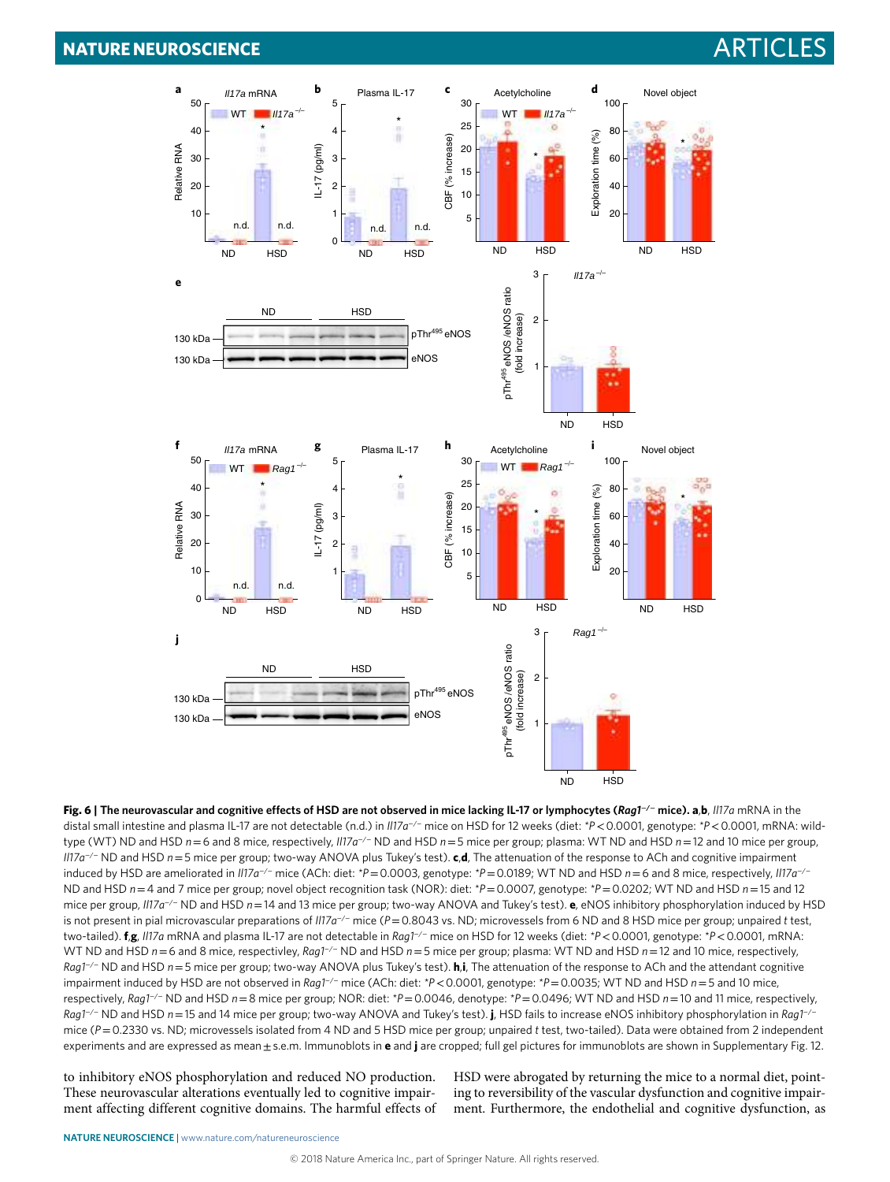**Fig. 6 | The neurovascular and cognitive effects of HSD are not observed in mice lacking IL-17 or lymphocytes (*Rag1*$^{-/-}$ mice).** **a**,**b**, *Il17a* mRNA in the distal small intestine and plasma IL-17 are not detectable (n.d.) in *Il17a*$^{-/-}$ mice on HSD for 12 weeks (diet: \*$P<0.0001$, genotype: \*$P<0.0001$, mRNA: wild-type (WT) ND and HSD $n=6$ and 8 mice, respectively, *Il17a*$^{-/-}$ ND and HSD $n=5$ mice per group; plasma: WT ND and HSD $n=12$ and 10 mice per group, *Il17a*$^{-/-}$ ND and HSD $n=5$ mice per group; two-way ANOVA plus Tukey's test). **c**,**d**, The attenuation of the response to ACh and cognitive impairment induced by HSD are ameliorated in *Il17a*$^{-/-}$ mice (ACh: diet: \*$P=0.0003$, genotype: \*$P=0.0189$; WT ND and HSD $n=6$ and 8 mice, respectively, *Il17a*$^{-/-}$ ND and HSD $n=4$ and 7 mice per group; novel object recognition task (NOR): diet: \*$P=0.0007$, genotype: \*$P=0.0202$; WT ND and HSD $n=15$ and 12 mice per group, *Il17a*$^{-/-}$ ND and HSD $n=14$ and 13 mice per group; two-way ANOVA and Tukey's test). **e**, eNOS inhibitory phosphorylation induced by HSD is not present in pial microvascular preparations of *Il17a*$^{-/-}$ mice ($P=0.8043$ vs. ND; microvessels from 6 ND and 8 HSD mice per group; unpaired *t* test, two-tailed). **f**,**g**, *Il17a* mRNA and plasma IL-17 are not detectable in *Rag1*$^{-/-}$ mice on HSD for 12 weeks (diet: \*$P<0.0001$, genotype: \*$P<0.0001$, mRNA: WT ND and HSD $n=6$ and 8 mice, respectivley, *Rag1*$^{-/-}$ ND and HSD $n=5$ mice per group; plasma: WT ND and HSD $n=12$ and 10 mice, respectively, *Rag1*$^{-/-}$ ND and HSD $n=5$ mice per group; two-way ANOVA plus Tukey's test). **h**,**i**, The attenuation of the response to ACh and the attendant cognitive impairment induced by HSD are not observed in *Rag1*$^{-/-}$ mice (ACh: diet: \*$P<0.0001$, genotype: \*$P=0.0035$; WT ND and HSD $n=5$ and 10 mice, respectively, *Rag1*$^{-/-}$ ND and HSD $n=8$ mice per group; NOR: diet: \*$P=0.0046$, denotype: \*$P=0.0496$; WT ND and HSD $n=10$ and 11 mice, respectively, *Rag1*$^{-/-}$ ND and HSD $n=15$ and 14 mice per group; two-way ANOVA and Tukey's test). **j**, HSD fails to increase eNOS inhibitory phosphorylation in *Rag1*$^{-/-}$ mice ($P=0.2330$ vs. ND; microvessels isolated from 4 ND and 5 HSD mice per group; unpaired *t* test, two-tailed). Data were obtained from 2 independent experiments and are expressed as mean ± s.e.m. Immunoblots in **e** and **j** are cropped; full gel pictures for immunoblots are shown in Supplementary Fig. 12.

to inhibitory eNOS phosphorylation and reduced NO production. These neurovascular alterations eventually led to cognitive impairment affecting different cognitive domains. The harmful effects of HSD were abrogated by returning the mice to a normal diet, pointing to reversibility of the vascular dysfunction and cognitive impairment. Furthermore, the endothelial and cognitive dysfunction, as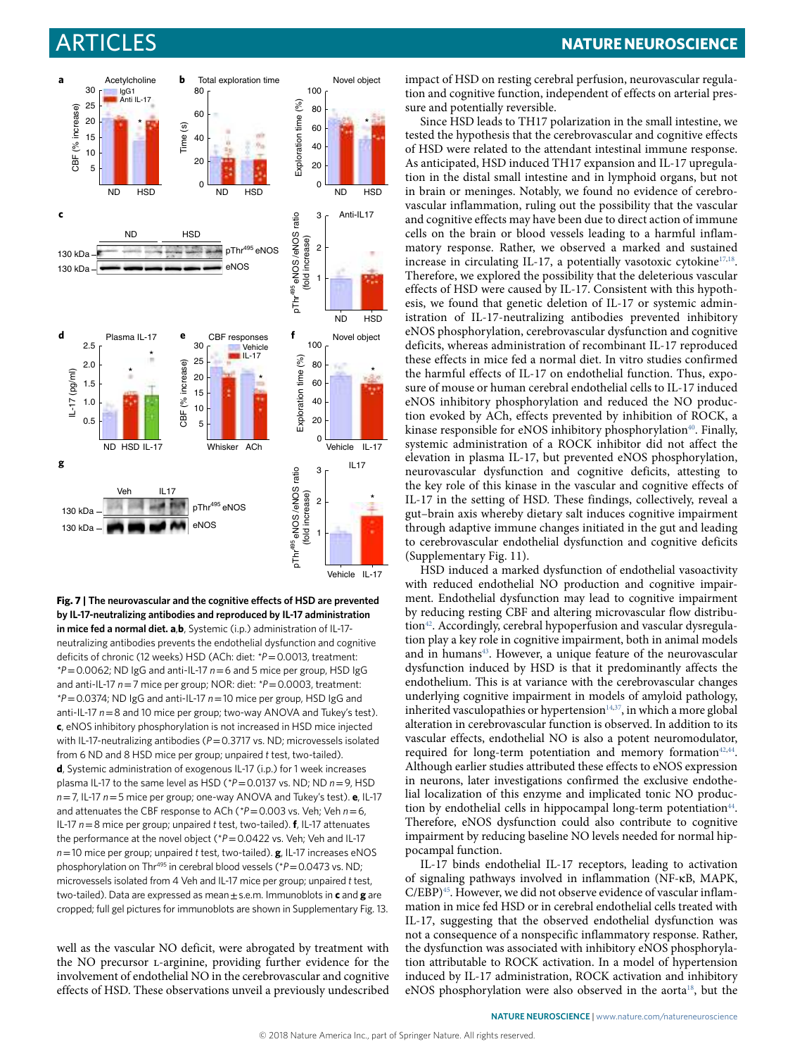**Fig. 7 | The neurovascular and the cognitive effects of HSD are prevented by IL-17-neutralizing antibodies and reproduced by IL-17 administration in mice fed a normal diet. a**,**b**, Systemic (i.p.) administration of IL-17-neutralizing antibodies prevents the endothelial dysfunction and cognitive deficits of chronic (12 weeks) HSD (ACh: diet: *$P$=0.0013, treatment: *$P$=0.0062; ND IgG and anti-IL-17 $n$=6 and 5 mice per group, HSD IgG and anti-IL-17 $n$=7 mice per group; NOR: diet: *$P$=0.0003, treatment: *$P$=0.0374; ND IgG and anti-IL-17 $n$=10 mice per group, HSD IgG and anti-IL-17 $n$=8 and 10 mice per group; two-way ANOVA and Tukey's test). **c**, eNOS inhibitory phosphorylation is not increased in HSD mice injected with IL-17-neutralizing antibodies ($P$=0.3717 vs. ND; microvessels isolated from 6 ND and 8 HSD mice per group; unpaired $t$ test, two-tailed). **d**, Systemic administration of exogenous IL-17 (i.p.) for 1 week increases plasma IL-17 to the same level as HSD (*$P$=0.0137 vs. ND; ND $n$=9, HSD $n$=7, IL-17 $n$=5 mice per group; one-way ANOVA and Tukey's test). **e**, IL-17 and attenuates the CBF response to ACh (*$P$=0.003 vs. Veh; Veh $n$=6, IL-17 $n$=8 mice per group; unpaired $t$ test, two-tailed). **f**, IL-17 attenuates the performance at the novel object (*$P$=0.0422 vs. Veh; Veh and IL-17 $n$=10 mice per group; unpaired $t$ test, two-tailed). **g**, IL-17 increases eNOS phosphorylation on Thr[495] in cerebral blood vessels (*$P$=0.0473 vs. ND; microvessels isolated from 4 Veh and IL-17 mice per group; unpaired $t$ test, two-tailed). Data are expressed as mean ± s.e.m. Immunoblots in **c** and **g** are cropped; full gel pictures for immunoblots are shown in Supplementary Fig. 13.

well as the vascular NO deficit, were abrogated by treatment with the NO precursor L-arginine, providing further evidence for the involvement of endothelial NO in the cerebrovascular and cognitive effects of HSD. These observations unveil a previously undescribed impact of HSD on resting cerebral perfusion, neurovascular regulation and cognitive function, independent of effects on arterial pressure and potentially reversible.

Since HSD leads to TH17 polarization in the small intestine, we tested the hypothesis that the cerebrovascular and cognitive effects of HSD were related to the attendant intestinal immune response. As anticipated, HSD induced TH17 expansion and IL-17 upregulation in the distal small intestine and in lymphoid organs, but not in brain or meninges. Notably, we found no evidence of cerebrovascular inflammation, ruling out the possibility that the vascular and cognitive effects may have been due to direct action of immune cells on the brain or blood vessels leading to a harmful inflammatory response. Rather, we observed a marked and sustained increase in circulating IL-17, a potentially vasotoxic cytokine[17,18]. Therefore, we explored the possibility that the deleterious vascular effects of HSD were caused by IL-17. Consistent with this hypothesis, we found that genetic deletion of IL-17 or systemic administration of IL-17-neutralizing antibodies prevented inhibitory eNOS phosphorylation, cerebrovascular dysfunction and cognitive deficits, whereas administration of recombinant IL-17 reproduced these effects in mice fed a normal diet. In vitro studies confirmed the harmful effects of IL-17 on endothelial function. Thus, exposure of mouse or human cerebral endothelial cells to IL-17 induced eNOS inhibitory phosphorylation and reduced the NO production evoked by ACh, effects prevented by inhibition of ROCK, a kinase responsible for eNOS inhibitory phosphorylation[40]. Finally, systemic administration of a ROCK inhibitor did not affect the elevation in plasma IL-17, but prevented eNOS phosphorylation, neurovascular dysfunction and cognitive deficits, attesting to the key role of this kinase in the vascular and cognitive effects of IL-17 in the setting of HSD. These findings, collectively, reveal a gut–brain axis whereby dietary salt induces cognitive impairment through adaptive immune changes initiated in the gut and leading to cerebrovascular endothelial dysfunction and cognitive deficits (Supplementary Fig. 11).

HSD induced a marked dysfunction of endothelial vasoactivity with reduced endothelial NO production and cognitive impairment. Endothelial dysfunction may lead to cognitive impairment by reducing resting CBF and altering microvascular flow distribution[42]. Accordingly, cerebral hypoperfusion and vascular dysregulation play a key role in cognitive impairment, both in animal models and in humans[43]. However, a unique feature of the neurovascular dysfunction induced by HSD is that it predominantly affects the endothelium. This is at variance with the cerebrovascular changes underlying cognitive impairment in models of amyloid pathology, inherited vasculopathies or hypertension[14,37], in which a more global alteration in cerebrovascular function is observed. In addition to its vascular effects, endothelial NO is also a potent neuromodulator, required for long-term potentiation and memory formation[42,44]. Although earlier studies attributed these effects to eNOS expression in neurons, later investigations confirmed the exclusive endothelial localization of this enzyme and implicated tonic NO production by endothelial cells in hippocampal long-term potentiation[44]. Therefore, eNOS dysfunction could also contribute to cognitive impairment by reducing baseline NO levels needed for normal hippocampal function.

IL-17 binds endothelial IL-17 receptors, leading to activation of signaling pathways involved in inflammation (NF-κB, MAPK, C/EBP)[45]. However, we did not observe evidence of vascular inflammation in mice fed HSD or in cerebral endothelial cells treated with IL-17, suggesting that the observed endothelial dysfunction was not a consequence of a nonspecific inflammatory response. Rather, the dysfunction was associated with inhibitory eNOS phosphorylation attributable to ROCK activation. In a model of hypertension induced by IL-17 administration, ROCK activation and inhibitory eNOS phosphorylation were also observed in the aorta[18], but the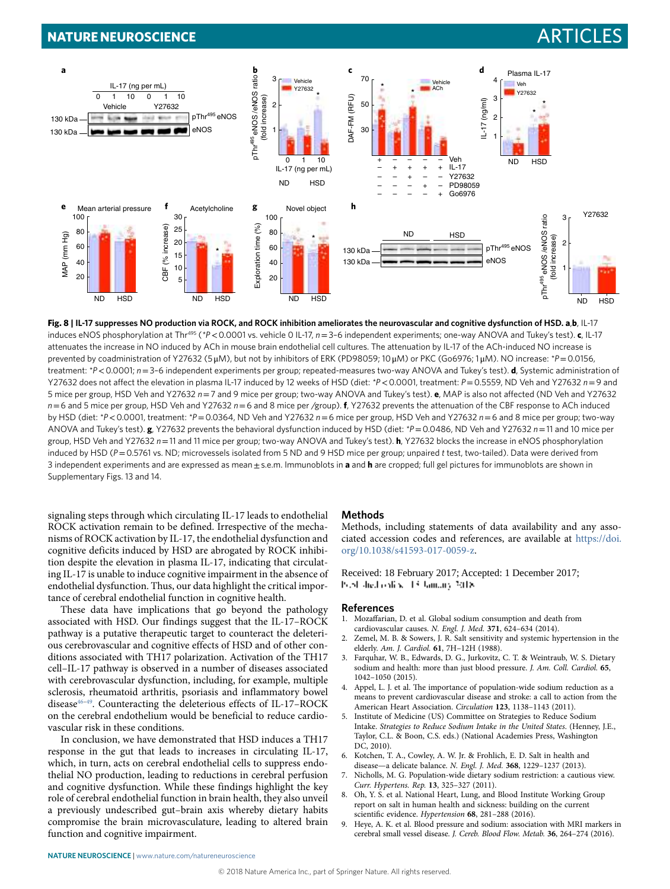**Fig. 8 | IL-17 suppresses NO production via ROCK, and ROCK inhibition ameliorates the neurovascular and cognitive dysfunction of HSD. a**,**b**, IL-17 induces eNOS phosphorylation at Thr[495] (*$P<0.0001$ vs. vehicle 0 IL-17, $n=3$–6 independent experiments; one-way ANOVA and Tukey's test). **c**, IL-17 attenuates the increase in NO induced by ACh in mouse brain endothelial cell cultures. The attenuation by IL-17 of the ACh-induced NO increase is prevented by coadministration of Y27632 (5 µM), but not by inhibitors of ERK (PD98059; 10 µM) or PKC (Go6976; 1 µM). NO increase: *$P=0.0156$, treatment: *$P<0.0001$; $n=3$–6 independent experiments per group; repeated-measures two-way ANOVA and Tukey's test). **d**, Systemic administration of Y27632 does not affect the elevation in plasma IL-17 induced by 12 weeks of HSD (diet: *$P<0.0001$, treatment: $P=0.5559$, ND Veh and Y27632 $n=9$ and 5 mice per group, HSD Veh and Y27632 $n=7$ and 9 mice per group; two-way ANOVA and Tukey's test). **e**, MAP is also not affected (ND Veh and Y27632 $n=6$ and 5 mice per group, HSD Veh and Y27632 $n=6$ and 8 mice per /group). **f**, Y27632 prevents the attenuation of the CBF response to ACh induced by HSD (diet: *$P<0.0001$, treatment: *$P=0.0364$, ND Veh and Y27632 $n=6$ mice per group, HSD Veh and Y27632 $n=6$ and 8 mice per group; two-way ANOVA and Tukey's test). **g**, Y27632 prevents the behavioral dysfunction induced by HSD (diet: *$P=0.0486$, ND Veh and Y27632 $n=11$ and 10 mice per group, HSD Veh and Y27632 $n=11$ and 11 mice per group; two-way ANOVA and Tukey's test). **h**, Y27632 blocks the increase in eNOS phosphorylation induced by HSD ($P=0.5761$ vs. ND; microvessels isolated from 5 ND and 9 HSD mice per group; unpaired *t* test, two-tailed). Data were derived from 3 independent experiments and are expressed as mean ± s.e.m. Immunoblots in **a** and **h** are cropped; full gel pictures for immunoblots are shown in Supplementary Figs. 13 and 14.

signaling steps through which circulating IL-17 leads to endothelial ROCK activation remain to be defined. Irrespective of the mechanisms of ROCK activation by IL-17, the endothelial dysfunction and cognitive deficits induced by HSD are abrogated by ROCK inhibition despite the elevation in plasma IL-17, indicating that circulating IL-17 is unable to induce cognitive impairment in the absence of endothelial dysfunction. Thus, our data highlight the critical importance of cerebral endothelial function in cognitive health.

These data have implications that go beyond the pathology associated with HSD. Our findings suggest that the IL-17–ROCK pathway is a putative therapeutic target to counteract the deleterious cerebrovascular and cognitive effects of HSD and of other conditions associated with TH17 polarization. Activation of the TH17 cell–IL-17 pathway is observed in a number of diseases associated with cerebrovascular dysfunction, including, for example, multiple sclerosis, rheumatoid arthritis, psoriasis and inflammatory bowel disease[46–49]. Counteracting the deleterious effects of IL-17–ROCK on the cerebral endothelium would be beneficial to reduce cardiovascular risk in these conditions.

In conclusion, we have demonstrated that HSD induces a TH17 response in the gut that leads to increases in circulating IL-17, which, in turn, acts on cerebral endothelial cells to suppress endothelial NO production, leading to reductions in cerebral perfusion and cognitive dysfunction. While these findings highlight the key role of cerebral endothelial function in brain health, they also unveil a previously undescribed gut–brain axis whereby dietary habits compromise the brain microvasculature, leading to altered brain function and cognitive impairment.

## Methods

Methods, including statements of data availability and any associated accession codes and references, are available at https://doi.org/10.1038/s41593-017-0059-z.

Received: 18 February 2017; Accepted: 1 December 2017;
Published online: 15 January 2018

## References

1. Mozaffarian, D. et al. Global sodium consumption and death from cardiovascular causes. *N. Engl. J. Med.* **371**, 624–634 (2014).
2. Zemel, M. B. & Sowers, J. R. Salt sensitivity and systemic hypertension in the elderly. *Am. J. Cardiol.* **61**, 7H–12H (1988).
3. Farquhar, W. B., Edwards, D. G., Jurkovitz, C. T. & Weintraub, W. S. Dietary sodium and health: more than just blood pressure. *J. Am. Coll. Cardiol.* **65**, 1042–1050 (2015).
4. Appel, L. J. et al. The importance of population-wide sodium reduction as a means to prevent cardiovascular disease and stroke: a call to action from the American Heart Association. *Circulation* **123**, 1138–1143 (2011).
5. Institute of Medicine (US) Committee on Strategies to Reduce Sodium Intake. *Strategies to Reduce Sodium Intake in the United States*. (Henney, J.E., Taylor, C.L. & Boon, C.S. eds.) (National Academies Press, Washington DC, 2010).
6. Kotchen, T. A., Cowley, A. W. Jr. & Frohlich, E. D. Salt in health and disease—a delicate balance. *N. Engl. J. Med.* **368**, 1229–1237 (2013).
7. Nicholls, M. G. Population-wide dietary sodium restriction: a cautious view. *Curr. Hypertens. Rep.* **13**, 325–327 (2011).
8. Oh, Y. S. et al. National Heart, Lung, and Blood Institute Working Group report on salt in human health and sickness: building on the current scientific evidence. *Hypertension* **68**, 281–288 (2016).
9. Heye, A. K. et al. Blood pressure and sodium: association with MRI markers in cerebral small vessel disease. *J. Cereb. Blood Flow. Metab.* **36**, 264–274 (2016).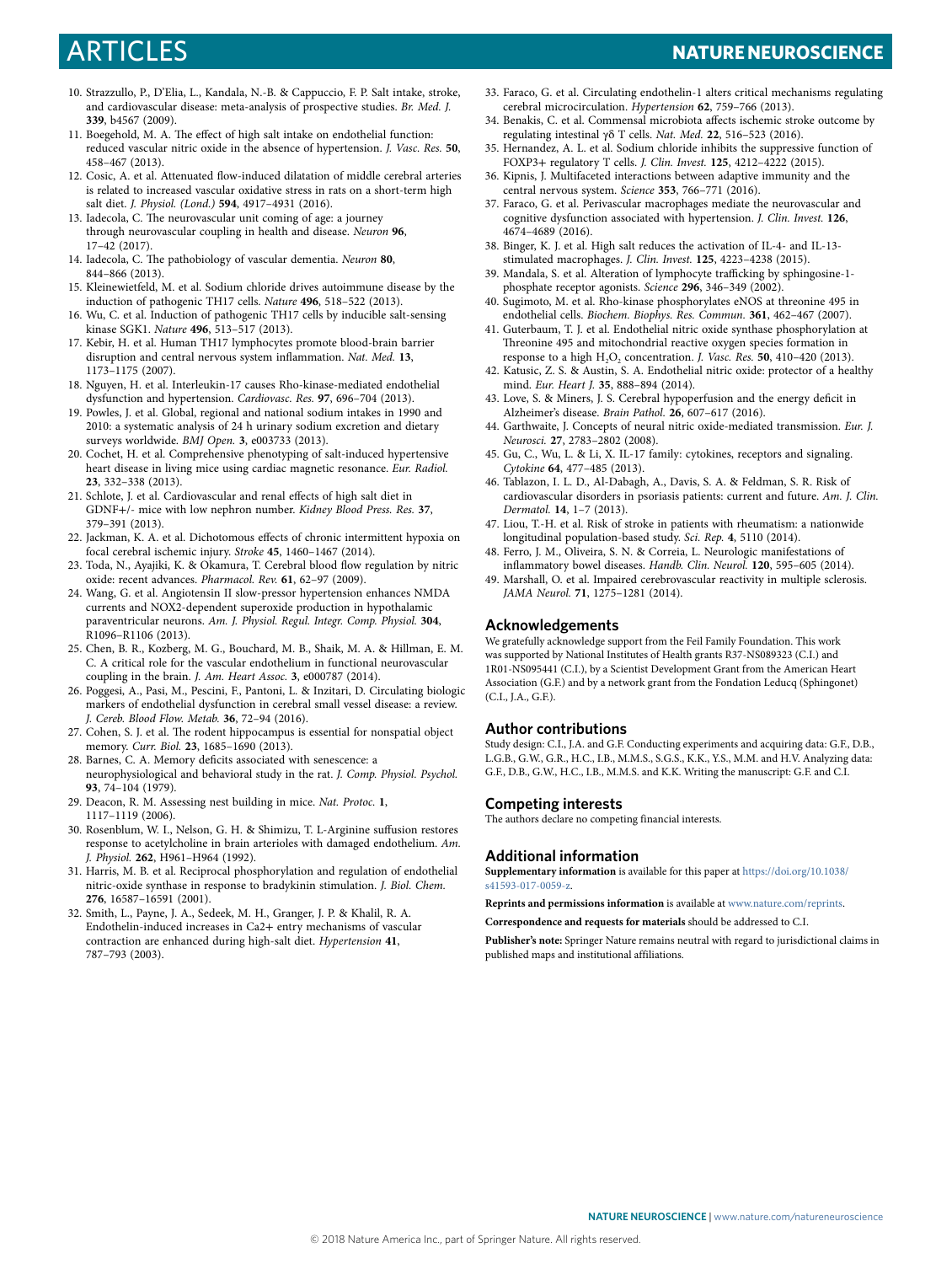10. Strazzullo, P., D'Elia, L., Kandala, N.-B. & Cappuccio, F. P. Salt intake, stroke, and cardiovascular disease: meta-analysis of prospective studies. *Br. Med. J.* **339**, b4567 (2009).
11. Boegehold, M. A. The effect of high salt intake on endothelial function: reduced vascular nitric oxide in the absence of hypertension. *J. Vasc. Res.* **50**, 458–467 (2013).
12. Cosic, A. et al. Attenuated flow-induced dilatation of middle cerebral arteries is related to increased vascular oxidative stress in rats on a short-term high salt diet. *J. Physiol. (Lond.)* **594**, 4917–4931 (2016).
13. Iadecola, C. The neurovascular unit coming of age: a journey through neurovascular coupling in health and disease. *Neuron* **96**, 17–42 (2017).
14. Iadecola, C. The pathobiology of vascular dementia. *Neuron* **80**, 844–866 (2013).
15. Kleinewietfeld, M. et al. Sodium chloride drives autoimmune disease by the induction of pathogenic TH17 cells. *Nature* **496**, 518–522 (2013).
16. Wu, C. et al. Induction of pathogenic TH17 cells by inducible salt-sensing kinase SGK1. *Nature* **496**, 513–517 (2013).
17. Kebir, H. et al. Human TH17 lymphocytes promote blood-brain barrier disruption and central nervous system inflammation. *Nat. Med.* **13**, 1173–1175 (2007).
18. Nguyen, H. et al. Interleukin-17 causes Rho-kinase-mediated endothelial dysfunction and hypertension. *Cardiovasc. Res.* **97**, 696–704 (2013).
19. Powles, J. et al. Global, regional and national sodium intakes in 1990 and 2010: a systematic analysis of 24 h urinary sodium excretion and dietary surveys worldwide. *BMJ Open.* **3**, e003733 (2013).
20. Cochet, H. et al. Comprehensive phenotyping of salt-induced hypertensive heart disease in living mice using cardiac magnetic resonance. *Eur. Radiol.* **23**, 332–338 (2013).
21. Schlote, J. et al. Cardiovascular and renal effects of high salt diet in GDNF+/- mice with low nephron number. *Kidney Blood Press. Res.* **37**, 379–391 (2013).
22. Jackman, K. A. et al. Dichotomous effects of chronic intermittent hypoxia on focal cerebral ischemic injury. *Stroke* **45**, 1460–1467 (2014).
23. Toda, N., Ayajiki, K. & Okamura, T. Cerebral blood flow regulation by nitric oxide: recent advances. *Pharmacol. Rev.* **61**, 62–97 (2009).
24. Wang, G. et al. Angiotensin II slow-pressor hypertension enhances NMDA currents and NOX2-dependent superoxide production in hypothalamic paraventricular neurons. *Am. J. Physiol. Regul. Integr. Comp. Physiol.* **304**, R1096–R1106 (2013).
25. Chen, B. R., Kozberg, M. G., Bouchard, M. B., Shaik, M. A. & Hillman, E. M. C. A critical role for the vascular endothelium in functional neurovascular coupling in the brain. *J. Am. Heart Assoc.* **3**, e000787 (2014).
26. Poggesi, A., Pasi, M., Pescini, F., Pantoni, L. & Inzitari, D. Circulating biologic markers of endothelial dysfunction in cerebral small vessel disease: a review. *J. Cereb. Blood Flow. Metab.* **36**, 72–94 (2016).
27. Cohen, S. J. et al. The rodent hippocampus is essential for nonspatial object memory. *Curr. Biol.* **23**, 1685–1690 (2013).
28. Barnes, C. A. Memory deficits associated with senescence: a neurophysiological and behavioral study in the rat. *J. Comp. Physiol. Psychol.* **93**, 74–104 (1979).
29. Deacon, R. M. Assessing nest building in mice. *Nat. Protoc.* **1**, 1117–1119 (2006).
30. Rosenblum, W. I., Nelson, G. H. & Shimizu, T. L-Arginine suffusion restores response to acetylcholine in brain arterioles with damaged endothelium. *Am. J. Physiol.* **262**, H961–H964 (1992).
31. Harris, M. B. et al. Reciprocal phosphorylation and regulation of endothelial nitric-oxide synthase in response to bradykinin stimulation. *J. Biol. Chem.* **276**, 16587–16591 (2001).
32. Smith, L., Payne, J. A., Sedeek, M. H., Granger, J. P. & Khalil, R. A. Endothelin-induced increases in Ca2+ entry mechanisms of vascular contraction are enhanced during high-salt diet. *Hypertension* **41**, 787–793 (2003).
33. Faraco, G. et al. Circulating endothelin-1 alters critical mechanisms regulating cerebral microcirculation. *Hypertension* **62**, 759–766 (2013).
34. Benakis, C. et al. Commensal microbiota affects ischemic stroke outcome by regulating intestinal γδ T cells. *Nat. Med.* **22**, 516–523 (2016).
35. Hernandez, A. L. et al. Sodium chloride inhibits the suppressive function of FOXP3+ regulatory T cells. *J. Clin. Invest.* **125**, 4212–4222 (2015).
36. Kipnis, J. Multifaceted interactions between adaptive immunity and the central nervous system. *Science* **353**, 766–771 (2016).
37. Faraco, G. et al. Perivascular macrophages mediate the neurovascular and cognitive dysfunction associated with hypertension. *J. Clin. Invest.* **126**, 4674–4689 (2016).
38. Binger, K. J. et al. High salt reduces the activation of IL-4- and IL-13-stimulated macrophages. *J. Clin. Invest.* **125**, 4223–4238 (2015).
39. Mandala, S. et al. Alteration of lymphocyte trafficking by sphingosine-1-phosphate receptor agonists. *Science* **296**, 346–349 (2002).
40. Sugimoto, M. et al. Rho-kinase phosphorylates eNOS at threonine 495 in endothelial cells. *Biochem. Biophys. Res. Commun.* **361**, 462–467 (2007).
41. Guterbaum, T. J. et al. Endothelial nitric oxide synthase phosphorylation at Threonine 495 and mitochondrial reactive oxygen species formation in response to a high $H_2O_2$ concentration. *J. Vasc. Res.* **50**, 410–420 (2013).
42. Katusic, Z. S. & Austin, S. A. Endothelial nitric oxide: protector of a healthy mind. *Eur. Heart J.* **35**, 888–894 (2014).
43. Love, S. & Miners, J. S. Cerebral hypoperfusion and the energy deficit in Alzheimer's disease. *Brain Pathol.* **26**, 607–617 (2016).
44. Garthwaite, J. Concepts of neural nitric oxide-mediated transmission. *Eur. J. Neurosci.* **27**, 2783–2802 (2008).
45. Gu, C., Wu, L. & Li, X. IL-17 family: cytokines, receptors and signaling. *Cytokine* **64**, 477–485 (2013).
46. Tablazon, I. L. D., Al-Dabagh, A., Davis, S. A. & Feldman, S. R. Risk of cardiovascular disorders in psoriasis patients: current and future. *Am. J. Clin. Dermatol.* **14**, 1–7 (2013).
47. Liou, T.-H. et al. Risk of stroke in patients with rheumatism: a nationwide longitudinal population-based study. *Sci. Rep.* **4**, 5110 (2014).
48. Ferro, J. M., Oliveira, S. N. & Correia, L. Neurologic manifestations of inflammatory bowel diseases. *Handb. Clin. Neurol.* **120**, 595–605 (2014).
49. Marshall, O. et al. Impaired cerebrovascular reactivity in multiple sclerosis. *JAMA Neurol.* **71**, 1275–1281 (2014).

## Acknowledgements

We gratefully acknowledge support from the Feil Family Foundation. This work was supported by National Institutes of Health grants R37-NS089323 (C.I.) and 1R01-NS095441 (C.I.), by a Scientist Development Grant from the American Heart Association (G.F.) and by a network grant from the Fondation Leducq (Sphingonet) (C.I., J.A., G.F.).

## Author contributions

Study design: C.I., J.A. and G.F. Conducting experiments and acquiring data: G.F., D.B., L.G.B., G.W., G.R., H.C., I.B., M.M.S., S.G.S., K.K., Y.S., M.M. and H.V. Analyzing data: G.F., D.B., G.W., H.C., I.B., M.M.S. and K.K. Writing the manuscript: G.F. and C.I.

## Competing interests

The authors declare no competing financial interests.

## Additional information

**Supplementary information** is available for this paper at https://doi.org/10.1038/s41593-017-0059-z.

**Reprints and permissions information** is available at www.nature.com/reprints.

**Correspondence and requests for materials** should be addressed to C.I.

**Publisher's note:** Springer Nature remains neutral with regard to jurisdictional claims in published maps and institutional affiliations.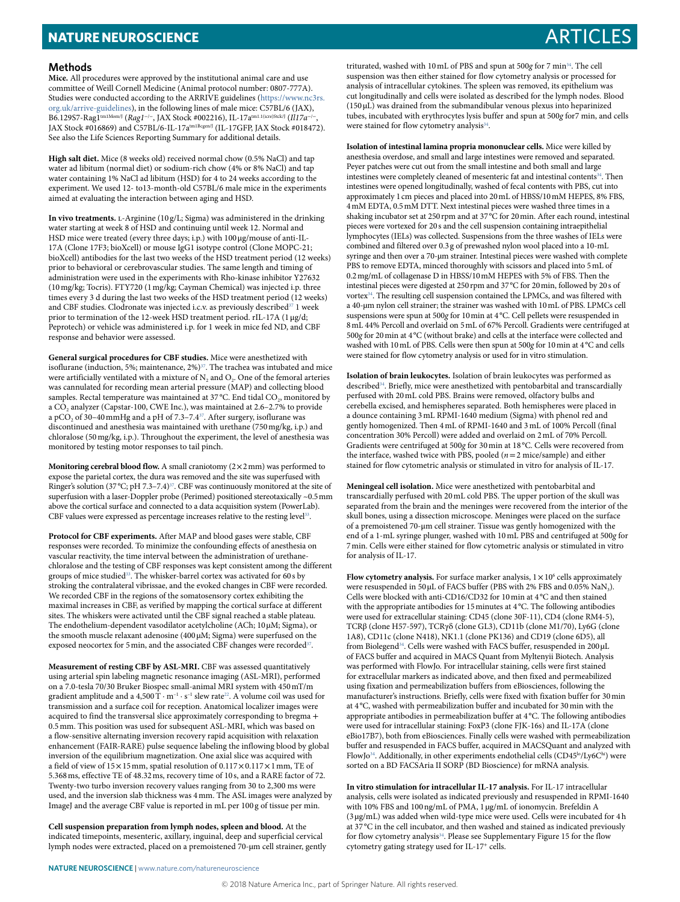## Methods

**Mice.** All procedures were approved by the institutional animal care and use committee of Weill Cornell Medicine (Animal protocol number: 0807-777A). Studies were conducted according to the ARRIVE guidelines (https://www.nc3rs.org.uk/arrive-guidelines), in the following lines of male mice: C57BL/6 (JAX), B6.129S7-Rag1$^{tm1Mom/J}$ (*Rag1*$^{-/-}$, JAX Stock #002216), IL-17a$^{tm1.1(icre)Stck/J}$ (*Il17a*$^{-/-}$, JAX Stock #016869) and C57BL/6-IL-17a$^{tm1Bcgen/J}$ (IL-17GFP, JAX Stock #018472). See also the Life Sciences Reporting Summary for additional details.

**High salt diet.** Mice (8 weeks old) received normal chow (0.5% NaCl) and tap water ad libitum (normal diet) or sodium-rich chow (4% or 8% NaCl) and tap water containing 1% NaCl ad libitum (HSD) for 4 to 24 weeks according to the experiment. We used 12- to13-month-old C57BL/6 male mice in the experiments aimed at evaluating the interaction between aging and HSD.

**In vivo treatments.** L-Arginine (10 g/L; Sigma) was administered in the drinking water starting at week 8 of HSD and continuing until week 12. Normal and HSD mice were treated (every three days; i.p.) with 100 μg/mouse of anti-IL-17A (Clone 17F3; bioXcell) or mouse IgG1 isotype control (Clone MOPC-21; bioXcell) antibodies for the last two weeks of the HSD treatment period (12 weeks) prior to behavioral or cerebrovascular studies. The same length and timing of administration were used in the experiments with Rho-kinase inhibitor Y27632 (10 mg/kg; Tocris). FTY720 (1 mg/kg; Cayman Chemical) was injected i.p. three times every 3 d during the last two weeks of the HSD treatment period (12 weeks) and CBF studies. Clodronate was injected i.c.v. as previously described[37] 1 week prior to termination of the 12-week HSD treatment period. rIL-17A (1 μg/d; Peprotech) or vehicle was administered i.p. for 1 week in mice fed ND, and CBF response and behavior were assessed.

**General surgical procedures for CBF studies.** Mice were anesthetized with isoflurane (induction, 5%; maintenance, 2%)[37]. The trachea was intubated and mice were artificially ventilated with a mixture of $N_2$ and $O_2$. One of the femoral arteries was cannulated for recording mean arterial pressure (MAP) and collecting blood samples. Rectal temperature was maintained at 37 °C. End tidal $CO_2$, monitored by a $CO_2$ analyzer (Capstar-100, CWE Inc.), was maintained at 2.6–2.7% to provide a $pCO_2$ of 30–40 mmHg and a pH of 7.3–7.4[37]. After surgery, isoflurane was discontinued and anesthesia was maintained with urethane (750 mg/kg, i.p.) and chloralose (50 mg/kg, i.p.). Throughout the experiment, the level of anesthesia was monitored by testing motor responses to tail pinch.

**Monitoring cerebral blood flow.** A small craniotomy (2 × 2 mm) was performed to expose the parietal cortex, the dura was removed and the site was superfused with Ringer's solution (37 °C; pH 7.3–7.4)[37]. CBF was continuously monitored at the site of superfusion with a laser-Doppler probe (Perimed) positioned stereotaxically ~0.5 mm above the cortical surface and connected to a data acquisition system (PowerLab). CBF values were expressed as percentage increases relative to the resting level[33].

**Protocol for CBF experiments.** After MAP and blood gases were stable, CBF responses were recorded. To minimize the confounding effects of anesthesia on vascular reactivity, the time interval between the administration of urethane-chloralose and the testing of CBF responses was kept consistent among the different groups of mice studied[33]. The whisker-barrel cortex was activated for 60 s by stroking the contralateral vibrissae, and the evoked changes in CBF were recorded. We recorded CBF in the regions of the somatosensory cortex exhibiting the maximal increases in CBF, as verified by mapping the cortical surface at different sites. The whiskers were activated until the CBF signal reached a stable plateau. The endothelium-dependent vasodilator acetylcholine (ACh; 10 μM; Sigma), or the smooth muscle relaxant adenosine (400 μM; Sigma) were superfused on the exposed neocortex for 5 min, and the associated CBF changes were recorded[37].

**Measurement of resting CBF by ASL-MRI.** CBF was assessed quantitatively using arterial spin labeling magnetic resonance imaging (ASL-MRI), performed on a 7.0-tesla 70/30 Bruker Biospec small-animal MRI system with 450 mT/m gradient amplitude and a 4,500 $T \cdot m^{-1} \cdot s^{-1}$ slew rate[22]. A volume coil was used for transmission and a surface coil for reception. Anatomical localizer images were acquired to find the transversal slice approximately corresponding to bregma + 0.5 mm. This position was used for subsequent ASL-MRI, which was based on a flow-sensitive alternating inversion recovery rapid acquisition with relaxation enhancement (FAIR-RARE) pulse sequence labeling the inflowing blood by global inversion of the equilibrium magnetization. One axial slice was acquired with a field of view of 15 × 15 mm, spatial resolution of 0.117 × 0.117 × 1 mm, TE of 5.368 ms, effective TE of 48.32 ms, recovery time of 10 s, and a RARE factor of 72. Twenty-two turbo inversion recovery values ranging from 30 to 2,300 ms were used, and the inversion slab thickness was 4 mm. The ASL images were analyzed by ImageJ and the average CBF value is reported in mL per 100 g of tissue per min.

**Cell suspension preparation from lymph nodes, spleen and blood.** At the indicated timepoints, mesenteric, axillary, inguinal, deep and superficial cervical lymph nodes were extracted, placed on a premoistened 70-μm cell strainer, gently triturated, washed with 10 mL of PBS and spun at 500*g* for 7 min[34]. The cell suspension was then either stained for flow cytometry analysis or processed for analysis of intracellular cytokines. The spleen was removed, its epithelium was cut longitudinally and cells were isolated as described for the lymph nodes. Blood (150 μL) was drained from the submandibular venous plexus into heparinized tubes, incubated with erythrocytes lysis buffer and spun at 500*g* for7 min, and cells were stained for flow cytometry analysis[34].

**Isolation of intestinal lamina propria mononuclear cells.** Mice were killed by anesthesia overdose, and small and large intestines were removed and separated. Peyer patches were cut out from the small intestine and both small and large intestines were completely cleaned of mesenteric fat and intestinal contents[34]. Then intestines were opened longitudinally, washed of fecal contents with PBS, cut into approximately 1 cm pieces and placed into 20 mL of HBSS/10 mM HEPES, 8% FBS, 4 mM EDTA, 0.5 mM DTT. Next intestinal pieces were washed three times in a shaking incubator set at 250 rpm and at 37 °C for 20 min. After each round, intestinal pieces were vortexed for 20 s and the cell suspension containing intraepithelial lymphocytes (IELs) was collected. Suspensions from the three washes of IELs were combined and filtered over 0.3 g of prewashed nylon wool placed into a 10-mL syringe and then over a 70-μm strainer. Intestinal pieces were washed with complete PBS to remove EDTA, minced thoroughly with scissors and placed into 5 mL of 0.2 mg/mL of collagenase D in HBSS/10 mM HEPES with 5% of FBS. Then the intestinal pieces were digested at 250 rpm and 37 °C for 20 min, followed by 20 s of vortex[34]. The resulting cell suspension contained the LPMCs, and was filtered with a 40-μm nylon cell strainer; the strainer was washed with 10 mL of PBS. LPMCs cell suspensions were spun at 500*g* for 10 min at 4 °C. Cell pellets were resuspended in 8 mL 44% Percoll and overlaid on 5 mL of 67% Percoll. Gradients were centrifuged at 500*g* for 20 min at 4 °C (without brake) and cells at the interface were collected and washed with 10 mL of PBS. Cells were then spun at 500*g* for 10 min at 4 °C and cells were stained for flow cytometry analysis or used for in vitro stimulation.

**Isolation of brain leukocytes.** Isolation of brain leukocytes was performed as described[34]. Briefly, mice were anesthetized with pentobarbital and transcardially perfused with 20 mL cold PBS. Brains were removed, olfactory bulbs and cerebella excised, and hemispheres separated. Both hemispheres were placed in a dounce containing 3 mL RPMI-1640 medium (Sigma) with phenol red and gently homogenized. Then 4 mL of RPMI-1640 and 3 mL of 100% Percoll (final concentration 30% Percoll) were added and overlaid on 2 mL of 70% Percoll. Gradients were centrifuged at 500*g* for 30 min at 18 °C. Cells were recovered from the interface, washed twice with PBS, pooled (*n* = 2 mice/sample) and either stained for flow cytometric analysis or stimulated in vitro for analysis of IL-17.

**Meningeal cell isolation.** Mice were anesthetized with pentobarbital and transcardially perfused with 20 mL cold PBS. The upper portion of the skull was separated from the brain and the meninges were recovered from the interior of the skull bones, using a dissection microscope. Meninges were placed on the surface of a premoistened 70-μm cell strainer. Tissue was gently homogenized with the end of a 1-mL syringe plunger, washed with 10 mL PBS and centrifuged at 500*g* for 7 min. Cells were either stained for flow cytometric analysis or stimulated in vitro for analysis of IL-17.

**Flow cytometry analysis.** For surface marker analysis, $1 \times 10^6$ cells approximately were resuspended in 50 μL of FACS buffer (PBS with 2% FBS and 0.05% $NaN_3$). Cells were blocked with anti-CD16/CD32 for 10 min at 4 °C and then stained with the appropriate antibodies for 15 minutes at 4 °C. The following antibodies were used for extracellular staining: CD45 (clone 30F-11), CD4 (clone RM4-5), TCRβ (clone H57-597), TCRγδ (clone GL3), CD11b (clone M1/70), Ly6G (clone 1A8), CD11c (clone N418), NK1.1 (clone PK136) and CD19 (clone 6D5), all from Biolegend[34]. Cells were washed with FACS buffer, resuspended in 200 μL of FACS buffer and acquired in MACS Quant from Myltenyii Biotech. Analysis was performed with FlowJo. For intracellular staining, cells were first stained for extracellular markers as indicated above, and then fixed and permeabilized using fixation and permeabilization buffers from eBiosciences, following the manufacturer's instructions. Briefly, cells were fixed with fixation buffer for 30 min at 4 °C, washed with permeabilization buffer and incubated for 30 min with the appropriate antibodies in permeabilization buffer at 4 °C. The following antibodies were used for intracellular staining: FoxP3 (clone FJK-16s) and IL-17A (clone eBio17B7), both from eBiosciences. Finally cells were washed with permeabilization buffer and resuspended in FACS buffer, acquired in MACSQuant and analyzed with FlowJo[34]. Additionally, in other experiments endothelial cells (CD45$^{lo}$/Ly6C$^{hi}$) were sorted on a BD FACSAria II SORP (BD Bioscience) for mRNA analysis.

**In vitro stimulation for intracellular IL-17 analysis.** For IL-17 intracellular analysis, cells were isolated as indicated previously and resuspended in RPMI-1640 with 10% FBS and 100 ng/mL of PMA, 1 μg/mL of ionomycin. Brefeldin A (3 μg/mL) was added when wild-type mice were used. Cells were incubated for 4 h at 37 °C in the cell incubator, and then washed and stained as indicated previously for flow cytometry analysis[34]. Please see Supplementary Figure 15 for the flow cytometry gating strategy used for IL-17$^{+}$ cells.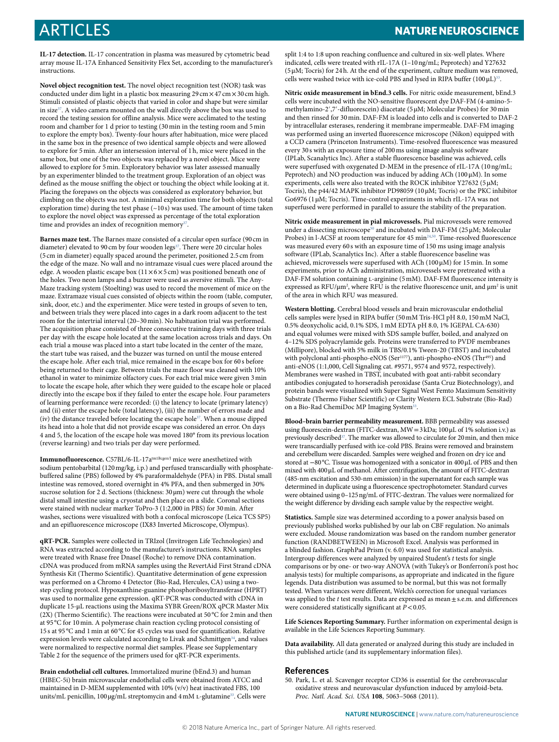**IL-17 detection.** IL-17 concentration in plasma was measured by cytometric bead array mouse IL-17A Enhanced Sensitivity Flex Set, according to the manufacturer's instructions.

**Novel object recognition test.** The novel object recognition test (NOR) task was conducted under dim light in a plastic box measuring 29 cm × 47 cm × 30 cm high. Stimuli consisted of plastic objects that varied in color and shape but were similar in size[37]. A video camera mounted on the wall directly above the box was used to record the testing session for offline analysis. Mice were acclimated to the testing room and chamber for 1 d prior to testing (30 min in the testing room and 5 min to explore the empty box). Twenty-four hours after habituation, mice were placed in the same box in the presence of two identical sample objects and were allowed to explore for 5 min. After an intersession interval of 1 h, mice were placed in the same box, but one of the two objects was replaced by a novel object. Mice were allowed to explore for 5 min. Exploratory behavior was later assessed manually by an experimenter blinded to the treatment group. Exploration of an object was defined as the mouse sniffing the object or touching the object while looking at it. Placing the forepaws on the objects was considered as exploratory behavior, but climbing on the objects was not. A minimal exploration time for both objects (total exploration time) during the test phase (~10 s) was used. The amount of time taken to explore the novel object was expressed as percentage of the total exploration time and provides an index of recognition memory[37].

**Barnes maze test.** The Barnes maze consisted of a circular open surface (90 cm in diameter) elevated to 90 cm by four wooden legs[37]. There were 20 circular holes (5 cm in diameter) equally spaced around the perimeter, positioned 2.5 cm from the edge of the maze. No wall and no intramaze visual cues were placed around the edge. A wooden plastic escape box (11 × 6 × 5 cm) was positioned beneath one of the holes. Two neon lamps and a buzzer were used as aversive stimuli. The Any-Maze tracking system (Stoelting) was used to record the movement of mice on the maze. Extramaze visual cues consisted of objects within the room (table, computer, sink, door, etc.) and the experimenter. Mice were tested in groups of seven to ten, and between trials they were placed into cages in a dark room adjacent to the test room for the intertrial interval (20–30 min). No habituation trial was performed. The acquisition phase consisted of three consecutive training days with three trials per day with the escape hole located at the same location across trials and days. On each trial a mouse was placed into a start tube located in the center of the maze, the start tube was raised, and the buzzer was turned on until the mouse entered the escape hole. After each trial, mice remained in the escape box for 60 s before being returned to their cage. Between trials the maze floor was cleaned with 10% ethanol in water to minimize olfactory cues. For each trial mice were given 3 min to locate the escape hole, after which they were guided to the escape hole or placed directly into the escape box if they failed to enter the escape hole. Four parameters of learning performance were recorded: (i) the latency to locate (primary latency) and (ii) enter the escape hole (total latency), (iii) the number of errors made and (iv) the distance traveled before locating the escape hole[37]. When a mouse dipped its head into a hole that did not provide escape was considered an error. On days 4 and 5, the location of the escape hole was moved 180° from its previous location (reverse learning) and two trials per day were performed.

**Immunofluorescence.** C57BL/6-IL-17a$^{tm1Bcgen/J}$ mice were anesthetized with sodium pentobarbital (120 mg/kg, i.p.) and perfused transcardially with phosphate-buffered saline (PBS) followed by 4% paraformaldehyde (PFA) in PBS. Distal small intestine was removed, stored overnight in 4% PFA, and then submerged in 30% sucrose solution for 2 d. Sections (thickness: 30 µm) were cut through the whole distal small intestine using a cryostat and then place on a slide. Coronal sections were stained with nuclear marker ToPro-3 (1:2,000 in PBS) for 30 min. After washes, sections were visualized with both a confocal microscope (Leica TCS SP5) and an epifluorescence microscope (IX83 Inverted Microscope, Olympus).

**qRT-PCR.** Samples were collected in TRIzol (Invitrogen Life Technologies) and RNA was extracted according to the manufacturer's instructions. RNA samples were treated with Rnase free DnaseI (Roche) to remove DNA contamination. cDNA was produced from mRNA samples using the RevertAid First Strand cDNA Synthesis Kit (Thermo Scientific). Quantitative determination of gene expression was performed on a Chromo 4 Detector (Bio-Rad, Hercules, CA) using a two-step cycling protocol. Hypoxanthine-guanine phosphoribosyltransferase (HPRT) was used to normalize gene expression. qRT-PCR was conducted with cDNA in duplicate 15-µL reactions using the Maxima SYBR Green/ROX qPCR Master Mix (2X) (Thermo Scientific). The reactions were incubated at 50 °C for 2 min and then at 95 °C for 10 min. A polymerase chain reaction cycling protocol consisting of 15 s at 95 °C and 1 min at 60 °C for 45 cycles was used for quantification. Relative expression levels were calculated according to Livak and Schmittgen[34], and values were normalized to respective normal diet samples. Please see Supplementary Table 2 for the sequence of the primers used for qRT-PCR experiments.

**Brain endothelial cell cultures.** Immortalized murine (bEnd.3) and human (HBEC-5i) brain microvascular endothelial cells were obtained from ATCC and maintained in D-MEM supplemented with 10% (v/v) heat inactivated FBS, 100 units/mL penicillin, 100 µg/mL streptomycin and 4 mM L-glutamine[33]. Cells were split 1:4 to 1:8 upon reaching confluence and cultured in six-well plates. Where indicated, cells were treated with rIL-17A (1–10 ng/mL; Peprotech) and Y27632 (5 µM; Tocris) for 24 h. At the end of the experiment, culture medium was removed, cells were washed twice with ice-cold PBS and lysed in RIPA buffer (100 µL)[33].

**Nitric oxide measurement in bEnd.3 cells.** For nitric oxide measurement, bEnd.3 cells were incubated with the NO-sensitive fluorescent dye DAF-FM (4-amino-5-methylamino-2′,7′-difluorescein) diacetate (5 µM; Molecular Probes) for 30 min and then rinsed for 30 min. DAF-FM is loaded into cells and is converted to DAF-2 by intracellular esterases, rendering it membrane impermeable. DAF-FM imaging was performed using an inverted fluorescence microscope (Nikon) equipped with a CCD camera (Princeton Instruments). Time-resolved fluorescence was measured every 30 s with an exposure time of 200 ms using image analysis software (IPLab, Scanalytics Inc). After a stable fluorescence baseline was achieved, cells were superfused with oxygenated D-MEM in the presence of rIL-17A (10 ng/mL; Peprotech) and NO production was induced by adding ACh (100 µM). In some experiments, cells were also treated with the ROCK inhibitor Y27632 (5 µM; Tocris), the p44/42 MAPK inhibitor PD98059 (10 µM; Tocris) or the PKC inhibitor Go6976 (1 µM; Tocris). Time-control experiments in which rIL-17A was not superfused were performed in parallel to assure the stability of the preparation.

**Nitric oxide measurement in pial microvessels.** Pial microvessels were removed under a dissecting microscope[50] and incubated with DAF-FM (25 µM; Molecular Probes) in l-ACSF at room temperature for 45 min[24,50]. Time-resolved fluorescence was measured every 60 s with an exposure time of 150 ms using image analysis software (IPLab, Scanalytics Inc). After a stable fluorescence baseline was achieved, microvessels were superfused with ACh (100 µM) for 15 min. In some experiments, prior to ACh administration, microvessels were pretreated with a DAF-FM solution containing L-arginine (5 mM). DAF-FM fluorescence intensity is expressed as RFU/µm², where RFU is the relative fluorescence unit, and µm² is unit of the area in which RFU was measured.

**Western blotting.** Cerebral blood vessels and brain microvascular endothelial cells samples were lysed in RIPA buffer (50 mM Tris-HCl pH 8.0, 150 mM NaCl, 0.5% deoxycholic acid, 0.1% SDS, 1 mM EDTA pH 8.0, 1% IGEPAL CA-630) and equal volumes were mixed with SDS sample buffer, boiled, and analyzed on 4–12% SDS polyacrylamide gels. Proteins were transferred to PVDF membranes (Millipore), blocked with 5% milk in TBS/0.1% Tween-20 (TBST) and incubated with polyclonal anti-phospho-eNOS (Ser$^{1177}$), anti-phospho-eNOS (Thr$^{495}$) and anti-eNOS (1:1,000, Cell Signaling cat. #9571, 9574 and 9572, respectively). Membranes were washed in TBST, incubated with goat anti-rabbit secondary antibodies conjugated to horseradish peroxidase (Santa Cruz Biotechnology), and protein bands were visualized with Super Signal West Femto Maximum Sensitivity Substrate (Thermo Fisher Scientific) or Clarity Western ECL Substrate (Bio-Rad) on a Bio-Rad ChemiDoc MP Imaging System[33].

**Blood–brain barrier permeability measurement.** BBB permeability was assessed using fluorescein-dextran (FITC-dextran, MW = 3 kDa; 100 µL of 1% solution i.v.) as previously described[37]. The marker was allowed to circulate for 20 min, and then mice were transcardially perfused with ice-cold PBS. Brains were removed and brainstem and cerebellum were discarded. Samples were weighed and frozen on dry ice and stored at −80 °C. Tissue was homogenized with a sonicator in 400 µL of PBS and then mixed with 400 µL of methanol. After centrifugation, the amount of FITC-dextran (485-nm excitation and 530-nm emission) in the supernatant for each sample was determined in duplicate using a fluorescence spectrophotometer. Standard curves were obtained using 0–125 ng/mL of FITC-dextran. The values were normalized for the weight difference by dividing each sample value by the respective weight.

**Statistics.** Sample size was determined according to a power analysis based on previously published works published by our lab on CBF regulation. No animals were excluded. Mouse randomization was based on the random number generator function (RANDBETWEEN) in Microsoft Excel. Analysis was performed in a blinded fashion. GraphPad Prism (v. 6.0) was used for statistical analysis. Intergroup differences were analyzed by unpaired Student's *t* tests for single comparisons or by one- or two-way ANOVA (with Tukey's or Bonferroni's post hoc analysis tests) for multiple comparisons, as appropriate and indicated in the figure legends. Data distribution was assumed to be normal, but this was not formally tested. When variances were different, Welch's correction for unequal variances was applied to the *t* test results. Data are expressed as mean ± s.e.m. and differences were considered statistically significant at $P < 0.05$.

**Life Sciences Reporting Summary.** Further information on experimental design is available in the Life Sciences Reporting Summary.

**Data availability.** All data generated or analyzed during this study are included in this published article (and its supplementary information files).

## References

50. Park, L. et al. Scavenger receptor CD36 is essential for the cerebrovascular oxidative stress and neurovascular dysfunction induced by amyloid-beta. *Proc. Natl. Acad. Sci. USA* **108**, 5063–5068 (2011).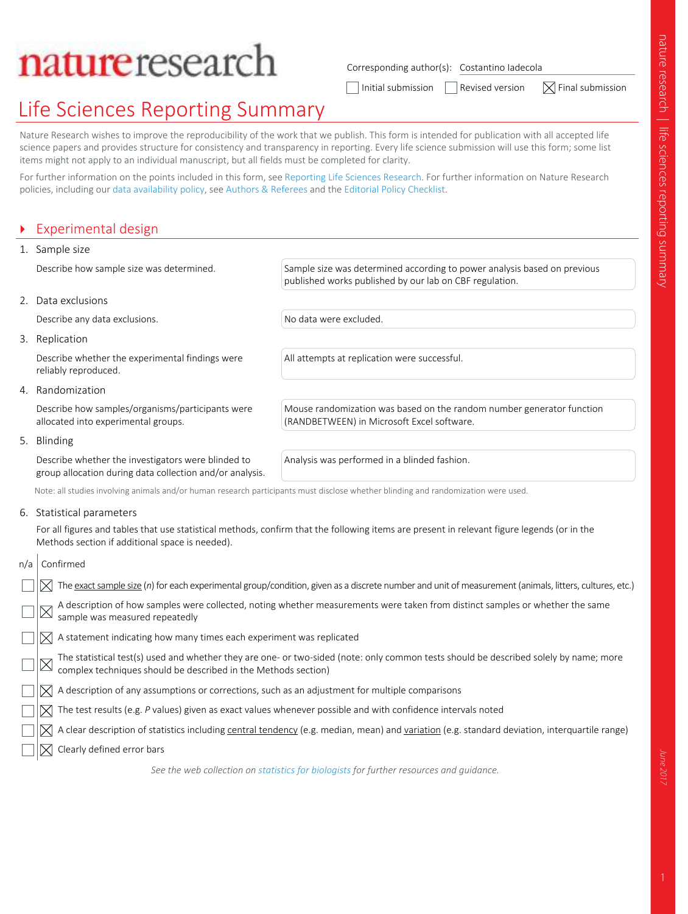# nature research

Corresponding author(s): Costantino Iadecola

☐ Initial submission ☐ Revised version ☒ Final submission

# Life Sciences Reporting Summary

Nature Research wishes to improve the reproducibility of the work that we publish. This form is intended for publication with all accepted life science papers and provides structure for consistency and transparency in reporting. Every life science submission will use this form; some list items might not apply to an individual manuscript, but all fields must be completed for clarity.

For further information on the points included in this form, see Reporting Life Sciences Research. For further information on Nature Research policies, including our data availability policy, see Authors & Referees and the Editorial Policy Checklist.

## Experimental design

### 1. Sample size

Describe how sample size was determined.

Sample size was determined according to power analysis based on previous published works published by our lab on CBF regulation.

### 2. Data exclusions

Describe any data exclusions.

No data were excluded.

### 3. Replication

Describe whether the experimental findings were reliably reproduced.

All attempts at replication were successful.

### 4. Randomization

Describe how samples/organisms/participants were allocated into experimental groups.

Mouse randomization was based on the random number generator function (RANDBETWEEN) in Microsoft Excel software.

### 5. Blinding

Describe whether the investigators were blinded to group allocation during data collection and/or analysis.

Analysis was performed in a blinded fashion.

Note: all studies involving animals and/or human research participants must disclose whether blinding and randomization were used.

### 6. Statistical parameters

For all figures and tables that use statistical methods, confirm that the following items are present in relevant figure legends (or in the Methods section if additional space is needed).

| n/a | Confirmed |
| --- | --- |
| ☐ | ☒ The exact sample size ($n$) for each experimental group/condition, given as a discrete number and unit of measurement (animals, litters, cultures, etc.) |
| ☐ | ☒ A description of how samples were collected, noting whether measurements were taken from distinct samples or whether the same sample was measured repeatedly |
| ☐ | ☒ A statement indicating how many times each experiment was replicated |
| ☐ | ☒ The statistical test(s) used and whether they are one- or two-sided (note: only common tests should be described solely by name; more complex techniques should be described in the Methods section) |
| ☐ | ☒ A description of any assumptions or corrections, such as an adjustment for multiple comparisons |
| ☐ | ☒ The test results (e.g. $P$ values) given as exact values whenever possible and with confidence intervals noted |
| ☐ | ☒ A clear description of statistics including central tendency (e.g. median, mean) and variation (e.g. standard deviation, interquartile range) |
| ☐ | ☒ Clearly defined error bars |

*See the web collection on statistics for biologists for further resources and guidance.*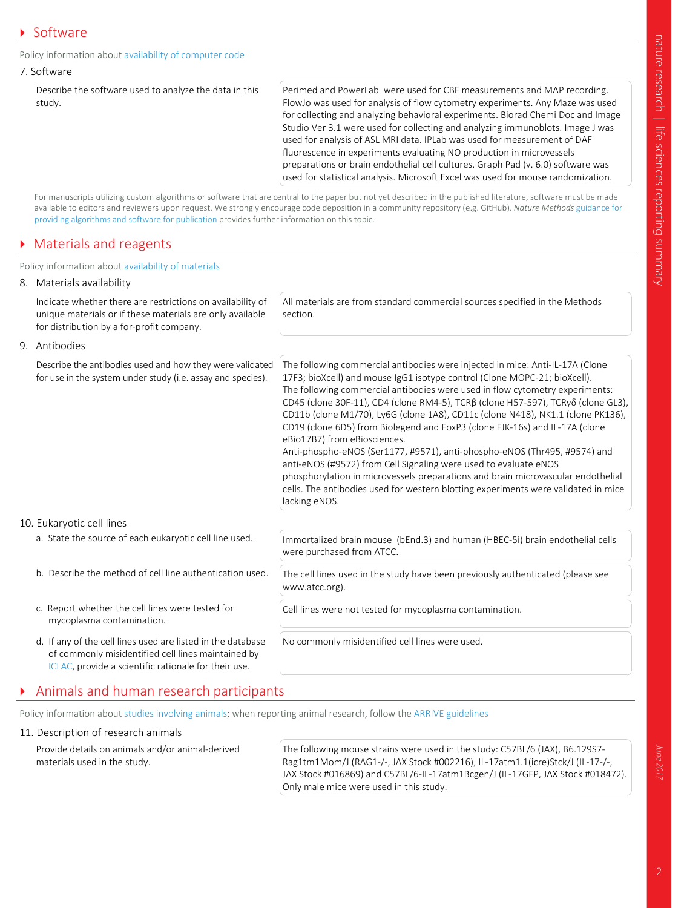## ▸ Software

Policy information about availability of computer code

### 7. Software

| Describe the software used to analyze the data in this study. | Perimed and PowerLab were used for CBF measurements and MAP recording. FlowJo was used for analysis of flow cytometry experiments. Any Maze was used for collecting and analyzing behavioral experiments. Biorad Chemi Doc and Image Studio Ver 3.1 were used for collecting and analyzing immunoblots. Image J was used for analysis of ASL MRI data. IPLab was used for measurement of DAF fluorescence in experiments evaluating NO production in microvessels preparations or brain endothelial cell cultures. Graph Pad (v. 6.0) software was used for statistical analysis. Microsoft Excel was used for mouse randomization. |
|---|---|

For manuscripts utilizing custom algorithms or software that are central to the paper but not yet described in the published literature, software must be made available to editors and reviewers upon request. We strongly encourage code deposition in a community repository (e.g. GitHub). *Nature Methods* guidance for providing algorithms and software for publication provides further information on this topic.

## ▸ Materials and reagents

Policy information about availability of materials

### 8. Materials availability

| Indicate whether there are restrictions on availability of unique materials or if these materials are only available for distribution by a for-profit company. | All materials are from standard commercial sources specified in the Methods section. |
|---|---|

### 9. Antibodies

| Describe the antibodies used and how they were validated for use in the system under study (i.e. assay and species). | The following commercial antibodies were injected in mice: Anti-IL-17A (Clone 17F3; bioXcell) and mouse IgG1 isotype control (Clone MOPC-21; bioXcell). The following commercial antibodies were used in flow cytometry experiments: CD45 (clone 30F-11), CD4 (clone RM4-5), TCRβ (clone H57-597), TCRγδ (clone GL3), CD11b (clone M1/70), Ly6G (clone 1A8), CD11c (clone N418), NK1.1 (clone PK136), CD19 (clone 6D5) from Biolegend and FoxP3 (clone FJK-16s) and IL-17A (clone eBio17B7) from eBiosciences. Anti-phospho-eNOS (Ser1177, #9571), anti-phospho-eNOS (Thr495, #9574) and anti-eNOS (#9572) from Cell Signaling were used to evaluate eNOS phosphorylation in microvessels preparations and brain microvascular endothelial cells. The antibodies used for western blotting experiments were validated in mice lacking eNOS. |
|---|---|

### 10. Eukaryotic cell lines

| | |
|---|---|
| a. State the source of each eukaryotic cell line used. | Immortalized brain mouse (bEnd.3) and human (HBEC-5i) brain endothelial cells were purchased from ATCC. |
| b. Describe the method of cell line authentication used. | The cell lines used in the study have been previously authenticated (please see www.atcc.org). |
| c. Report whether the cell lines were tested for mycoplasma contamination. | Cell lines were not tested for mycoplasma contamination. |
| d. If any of the cell lines used are listed in the database of commonly misidentified cell lines maintained by ICLAC, provide a scientific rationale for their use. | No commonly misidentified cell lines were used. |

## ▸ Animals and human research participants

Policy information about studies involving animals; when reporting animal research, follow the ARRIVE guidelines

### 11. Description of research animals

| Provide details on animals and/or animal-derived materials used in the study. | The following mouse strains were used in the study: C57BL/6 (JAX), B6.129S7-Rag1tm1Mom/J (RAG1-/-, JAX Stock #002216), IL-17atm1.1(icre)Stck/J (IL-17-/-, JAX Stock #016869) and C57BL/6-IL-17atm1Bcgen/J (IL-17GFP, JAX Stock #018472). Only male mice were used in this study. |
|---|---|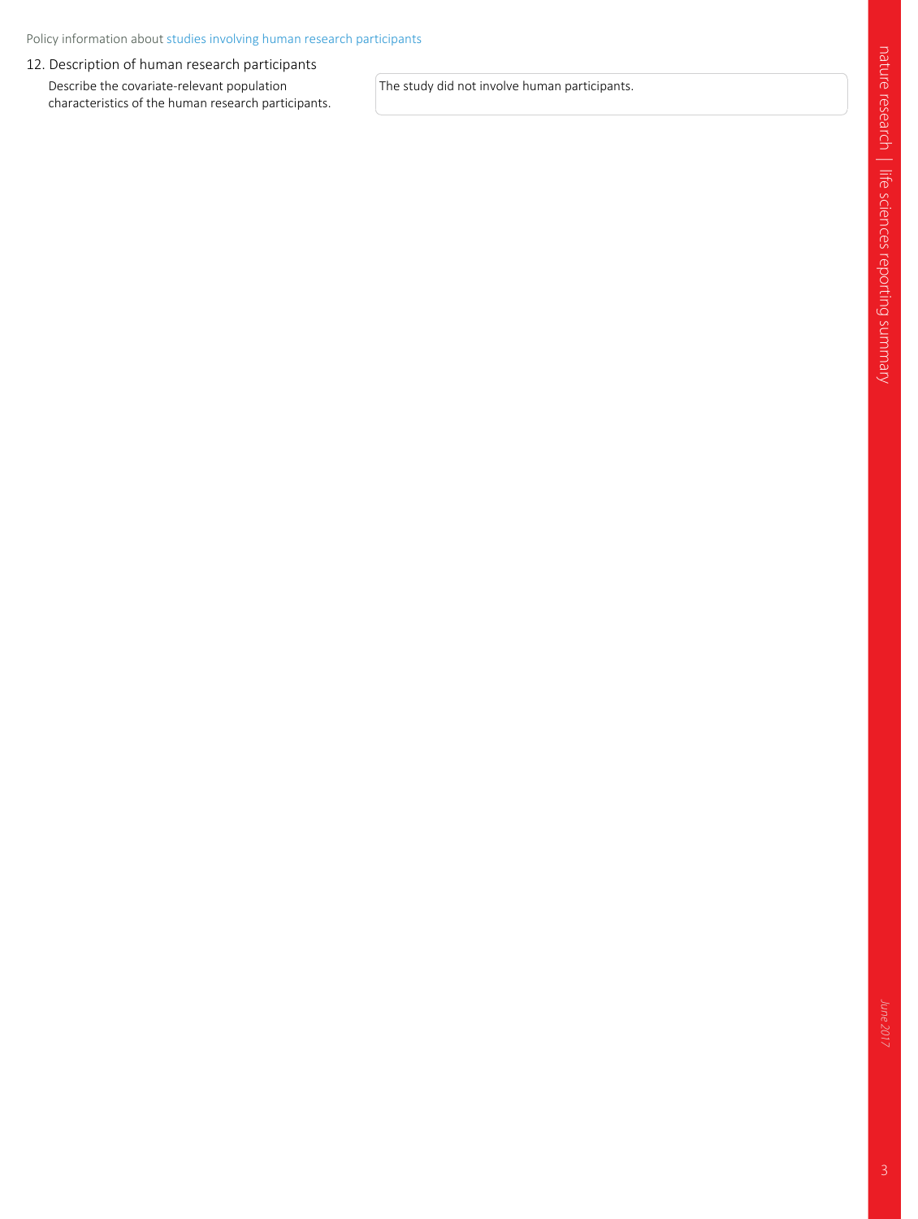Policy information about studies involving human research participants

## 12. Description of human research participants

| Describe the covariate-relevant population characteristics of the human research participants. | The study did not involve human participants. |
| --- | --- |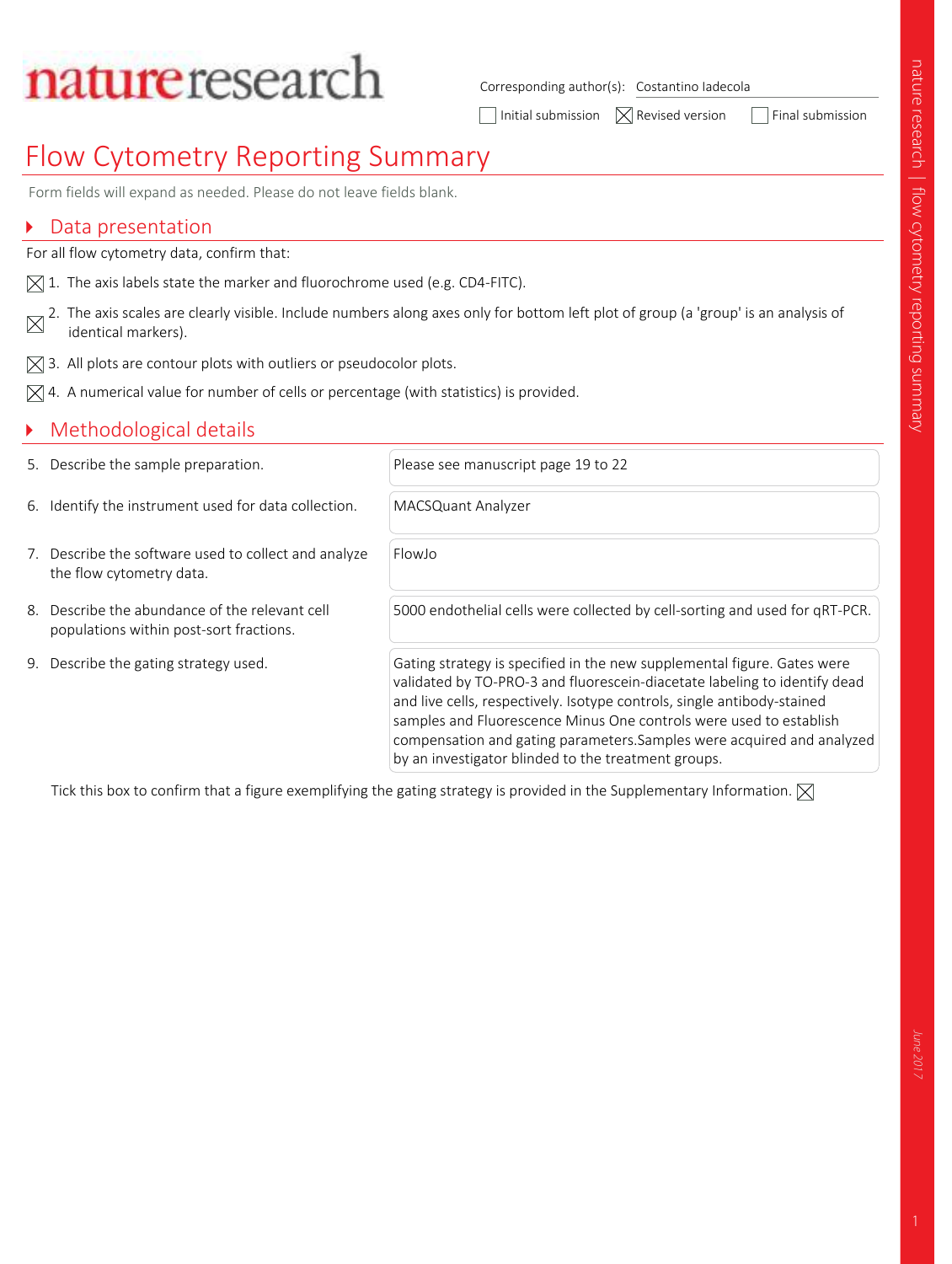# nature research

Corresponding author(s): Costantino Iadecola

☐ Initial submission ☒ Revised version ☐ Final submission

# Flow Cytometry Reporting Summary

Form fields will expand as needed. Please do not leave fields blank.

## Data presentation

For all flow cytometry data, confirm that:

☒ 1. The axis labels state the marker and fluorochrome used (e.g. CD4-FITC).

☒ 2. The axis scales are clearly visible. Include numbers along axes only for bottom left plot of group (a 'group' is an analysis of identical markers).

☒ 3. All plots are contour plots with outliers or pseudocolor plots.

☒ 4. A numerical value for number of cells or percentage (with statistics) is provided.

## Methodological details

| | |
|---|---|
| 5. Describe the sample preparation. | Please see manuscript page 19 to 22 |
| 6. Identify the instrument used for data collection. | MACSQuant Analyzer |
| 7. Describe the software used to collect and analyze the flow cytometry data. | FlowJo |
| 8. Describe the abundance of the relevant cell populations within post-sort fractions. | 5000 endothelial cells were collected by cell-sorting and used for qRT-PCR. |
| 9. Describe the gating strategy used. | Gating strategy is specified in the new supplemental figure. Gates were validated by TO-PRO-3 and fluorescein-diacetate labeling to identify dead and live cells, respectively. Isotype controls, single antibody-stained samples and Fluorescence Minus One controls were used to establish compensation and gating parameters.Samples were acquired and analyzed by an investigator blinded to the treatment groups. |

Tick this box to confirm that a figure exemplifying the gating strategy is provided in the Supplementary Information. ☒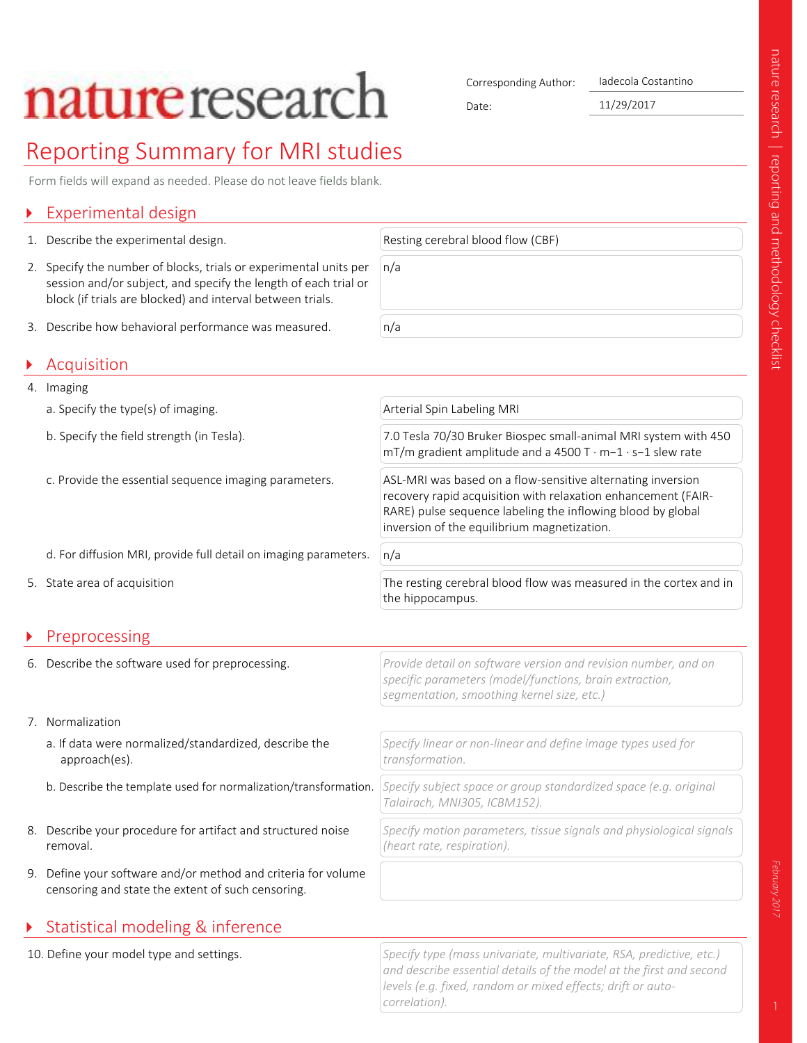# nature research

Corresponding Author: Iadecola Costantino

Date: 11/29/2017

## Reporting Summary for MRI studies

Form fields will expand as needed. Please do not leave fields blank.

### Experimental design

| | |
|---|---|
| 1. Describe the experimental design. | Resting cerebral blood flow (CBF) |
| 2. Specify the number of blocks, trials or experimental units per session and/or subject, and specify the length of each trial or block (if trials are blocked) and interval between trials. | n/a |
| 3. Describe how behavioral performance was measured. | n/a |

### Acquisition

4. Imaging

| | |
|---|---|
| a. Specify the type(s) of imaging. | Arterial Spin Labeling MRI |
| b. Specify the field strength (in Tesla). | 7.0 Tesla 70/30 Bruker Biospec small-animal MRI system with 450 mT/m gradient amplitude and a 4500 T · m−1 · s−1 slew rate |
| c. Provide the essential sequence imaging parameters. | ASL-MRI was based on a flow-sensitive alternating inversion recovery rapid acquisition with relaxation enhancement (FAIR-RARE) pulse sequence labeling the inflowing blood by global inversion of the equilibrium magnetization. |
| d. For diffusion MRI, provide full detail on imaging parameters. | n/a |
| 5. State area of acquisition | The resting cerebral blood flow was measured in the cortex and in the hippocampus. |

### Preprocessing

| | |
|---|---|
| 6. Describe the software used for preprocessing. | *Provide detail on software version and revision number, and on specific parameters (model/functions, brain extraction, segmentation, smoothing kernel size, etc.)* |

7. Normalization

| | |
|---|---|
| a. If data were normalized/standardized, describe the approach(es). | *Specify linear or non-linear and define image types used for transformation.* |
| b. Describe the template used for normalization/transformation. | *Specify subject space or group standardized space (e.g. original Talairach, MNI305, ICBM152).* |
| 8. Describe your procedure for artifact and structured noise removal. | *Specify motion parameters, tissue signals and physiological signals (heart rate, respiration).* |
| 9. Define your software and/or method and criteria for volume censoring and state the extent of such censoring. | |

### Statistical modeling & inference

| | |
|---|---|
| 10. Define your model type and settings. | *Specify type (mass univariate, multivariate, RSA, predictive, etc.) and describe essential details of the model at the first and second levels (e.g. fixed, random or mixed effects; drift or auto-correlation).* |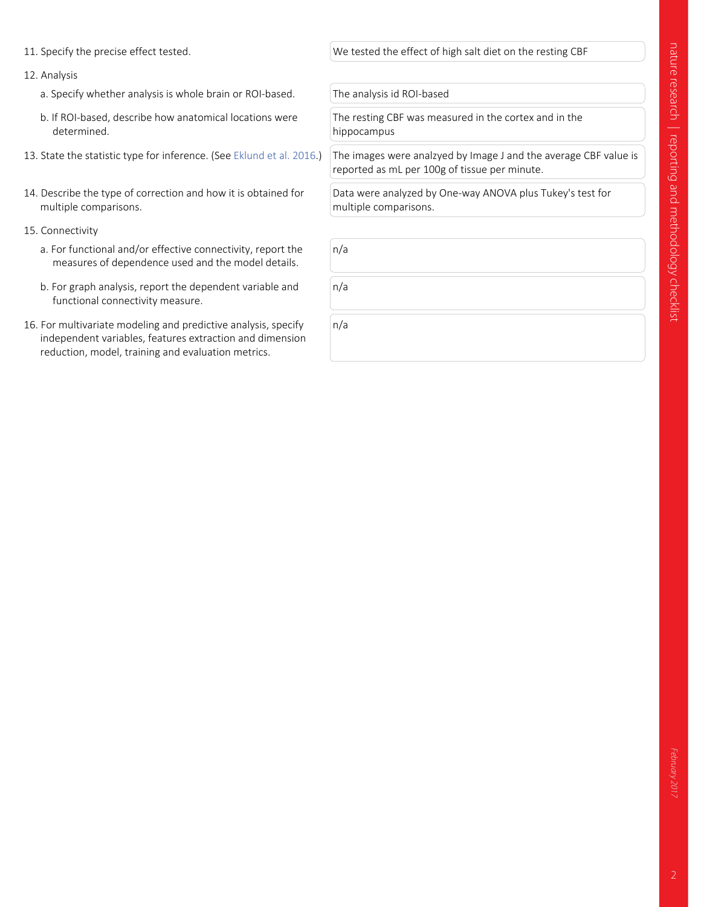11. Specify the precise effect tested.

We tested the effect of high salt diet on the resting CBF

12. Analysis

a. Specify whether analysis is whole brain or ROI-based.

The analysis id ROI-based

b. If ROI-based, describe how anatomical locations were determined.

The resting CBF was measured in the cortex and in the hippocampus

13. State the statistic type for inference. (See Eklund et al. 2016.)

The images were analzyed by Image J and the average CBF value is reported as mL per 100g of tissue per minute.

14. Describe the type of correction and how it is obtained for multiple comparisons.

Data were analyzed by One-way ANOVA plus Tukey's test for multiple comparisons.

15. Connectivity

a. For functional and/or effective connectivity, report the measures of dependence used and the model details.

n/a

b. For graph analysis, report the dependent variable and functional connectivity measure.

n/a

16. For multivariate modeling and predictive analysis, specify independent variables, features extraction and dimension reduction, model, training and evaluation metrics.

n/a